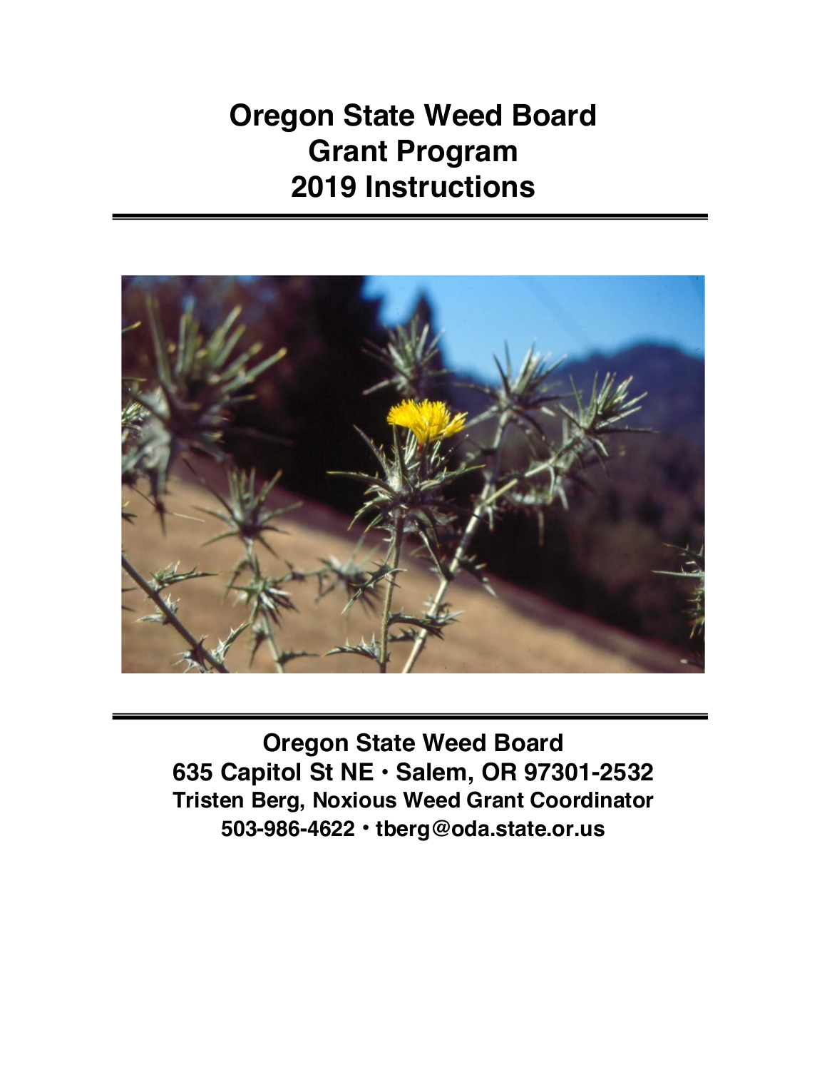# Oregon State Weed Board
# Grant Program
# 2019 Instructions

---

---

**Oregon State Weed Board**
**635 Capitol St NE • Salem, OR 97301-2532**
**Tristen Berg, Noxious Weed Grant Coordinator**
**503-986-4622 • tberg@oda.state.or.us**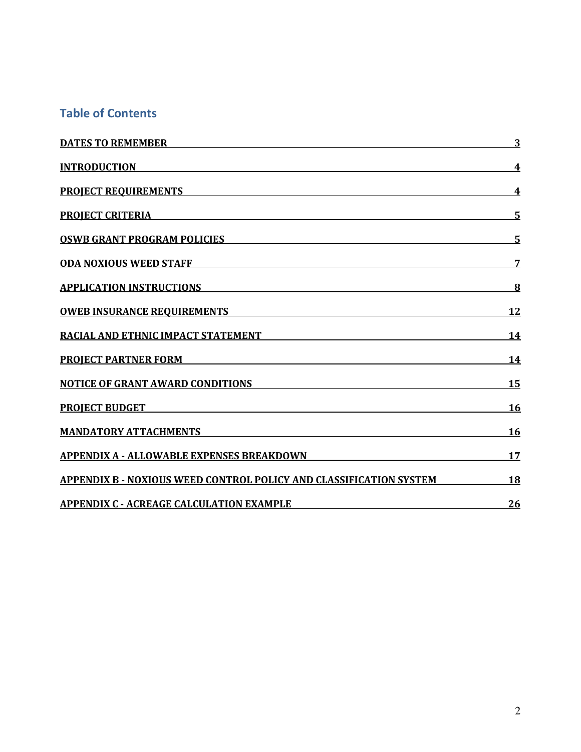## Table of Contents

| | |
|---|---|
| **DATES TO REMEMBER** | **3** |
| **INTRODUCTION** | **4** |
| **PROJECT REQUIREMENTS** | **4** |
| **PROJECT CRITERIA** | **5** |
| **OSWB GRANT PROGRAM POLICIES** | **5** |
| **ODA NOXIOUS WEED STAFF** | **7** |
| **APPLICATION INSTRUCTIONS** | **8** |
| **OWEB INSURANCE REQUIREMENTS** | **12** |
| **RACIAL AND ETHNIC IMPACT STATEMENT** | **14** |
| **PROJECT PARTNER FORM** | **14** |
| **NOTICE OF GRANT AWARD CONDITIONS** | **15** |
| **PROJECT BUDGET** | **16** |
| **MANDATORY ATTACHMENTS** | **16** |
| **APPENDIX A - ALLOWABLE EXPENSES BREAKDOWN** | **17** |
| **APPENDIX B - NOXIOUS WEED CONTROL POLICY AND CLASSIFICATION SYSTEM** | **18** |
| **APPENDIX C - ACREAGE CALCULATION EXAMPLE** | **26** |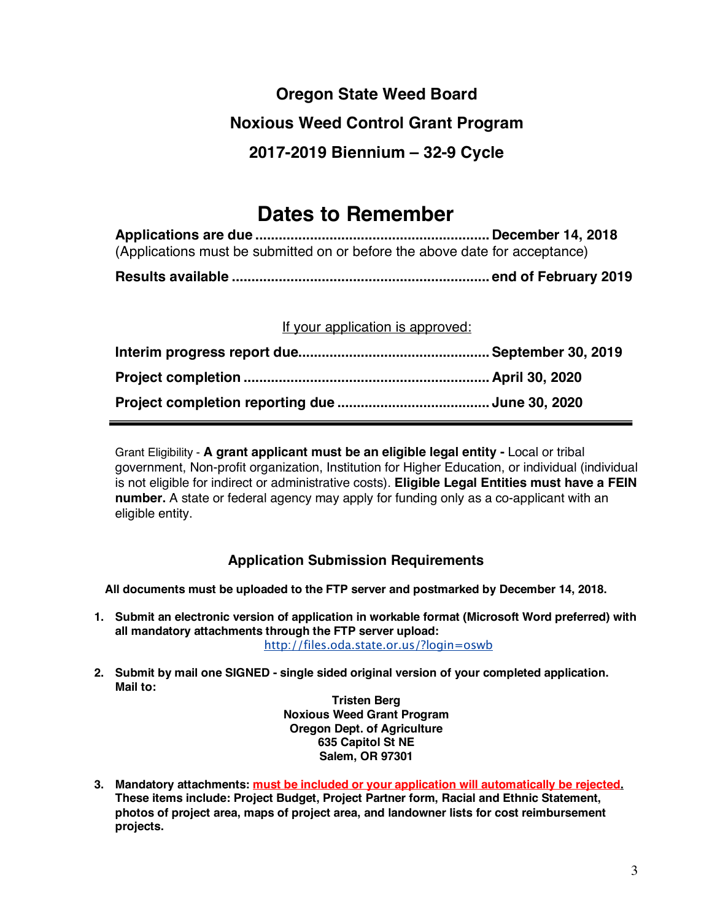# Oregon State Weed Board

# Noxious Weed Control Grant Program

# 2017-2019 Biennium – 32-9 Cycle

## Dates to Remember

**Applications are due ........................................................... December 14, 2018**
(Applications must be submitted on or before the above date for acceptance)

**Results available ................................................................. end of February 2019**

If your application is approved:

**Interim progress report due................................................ September 30, 2019**

**Project completion ............................................................ April 30, 2020**

**Project completion reporting due ...................................... June 30, 2020**

---

Grant Eligibility - **A grant applicant must be an eligible legal entity -** Local or tribal government, Non-profit organization, Institution for Higher Education, or individual (individual is not eligible for indirect or administrative costs). **Eligible Legal Entities must have a FEIN number.** A state or federal agency may apply for funding only as a co-applicant with an eligible entity.

### Application Submission Requirements

**All documents must be uploaded to the FTP server and postmarked by December 14, 2018.**

1. **Submit an electronic version of application in workable format (Microsoft Word preferred) with all mandatory attachments through the FTP server upload:**
   http://files.oda.state.or.us/?login=oswb

2. **Submit by mail one SIGNED - single sided original version of your completed application. Mail to:**

   **Tristen Berg**
   **Noxious Weed Grant Program**
   **Oregon Dept. of Agriculture**
   **635 Capitol St NE**
   **Salem, OR 97301**

3. **Mandatory attachments: must be included or your application will automatically be rejected. These items include: Project Budget, Project Partner form, Racial and Ethnic Statement, photos of project area, maps of project area, and landowner lists for cost reimbursement projects.**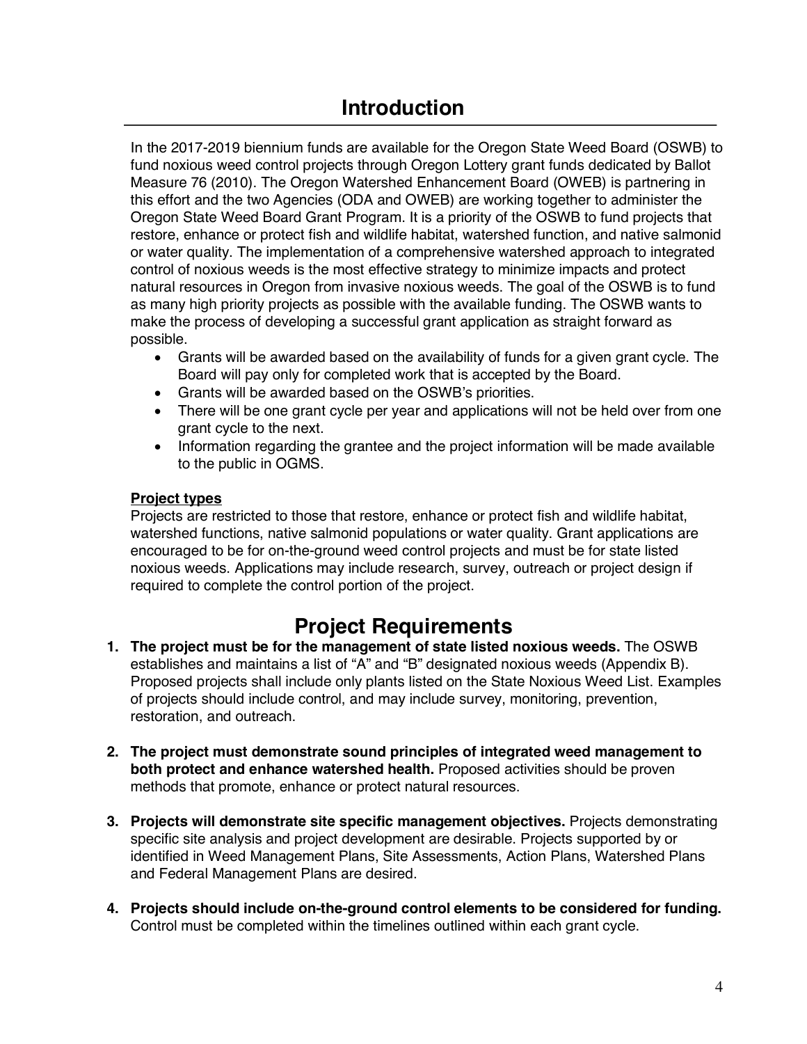# Introduction

In the 2017-2019 biennium funds are available for the Oregon State Weed Board (OSWB) to fund noxious weed control projects through Oregon Lottery grant funds dedicated by Ballot Measure 76 (2010). The Oregon Watershed Enhancement Board (OWEB) is partnering in this effort and the two Agencies (ODA and OWEB) are working together to administer the Oregon State Weed Board Grant Program. It is a priority of the OSWB to fund projects that restore, enhance or protect fish and wildlife habitat, watershed function, and native salmonid or water quality. The implementation of a comprehensive watershed approach to integrated control of noxious weeds is the most effective strategy to minimize impacts and protect natural resources in Oregon from invasive noxious weeds. The goal of the OSWB is to fund as many high priority projects as possible with the available funding. The OSWB wants to make the process of developing a successful grant application as straight forward as possible.

- Grants will be awarded based on the availability of funds for a given grant cycle. The Board will pay only for completed work that is accepted by the Board.
- Grants will be awarded based on the OSWB's priorities.
- There will be one grant cycle per year and applications will not be held over from one grant cycle to the next.
- Information regarding the grantee and the project information will be made available to the public in OGMS.

**Project types**

Projects are restricted to those that restore, enhance or protect fish and wildlife habitat, watershed functions, native salmonid populations or water quality. Grant applications are encouraged to be for on-the-ground weed control projects and must be for state listed noxious weeds. Applications may include research, survey, outreach or project design if required to complete the control portion of the project.

# Project Requirements

1. **The project must be for the management of state listed noxious weeds.** The OSWB establishes and maintains a list of "A" and "B" designated noxious weeds (Appendix B). Proposed projects shall include only plants listed on the State Noxious Weed List. Examples of projects should include control, and may include survey, monitoring, prevention, restoration, and outreach.

2. **The project must demonstrate sound principles of integrated weed management to both protect and enhance watershed health.** Proposed activities should be proven methods that promote, enhance or protect natural resources.

3. **Projects will demonstrate site specific management objectives.** Projects demonstrating specific site analysis and project development are desirable. Projects supported by or identified in Weed Management Plans, Site Assessments, Action Plans, Watershed Plans and Federal Management Plans are desired.

4. **Projects should include on-the-ground control elements to be considered for funding.** Control must be completed within the timelines outlined within each grant cycle.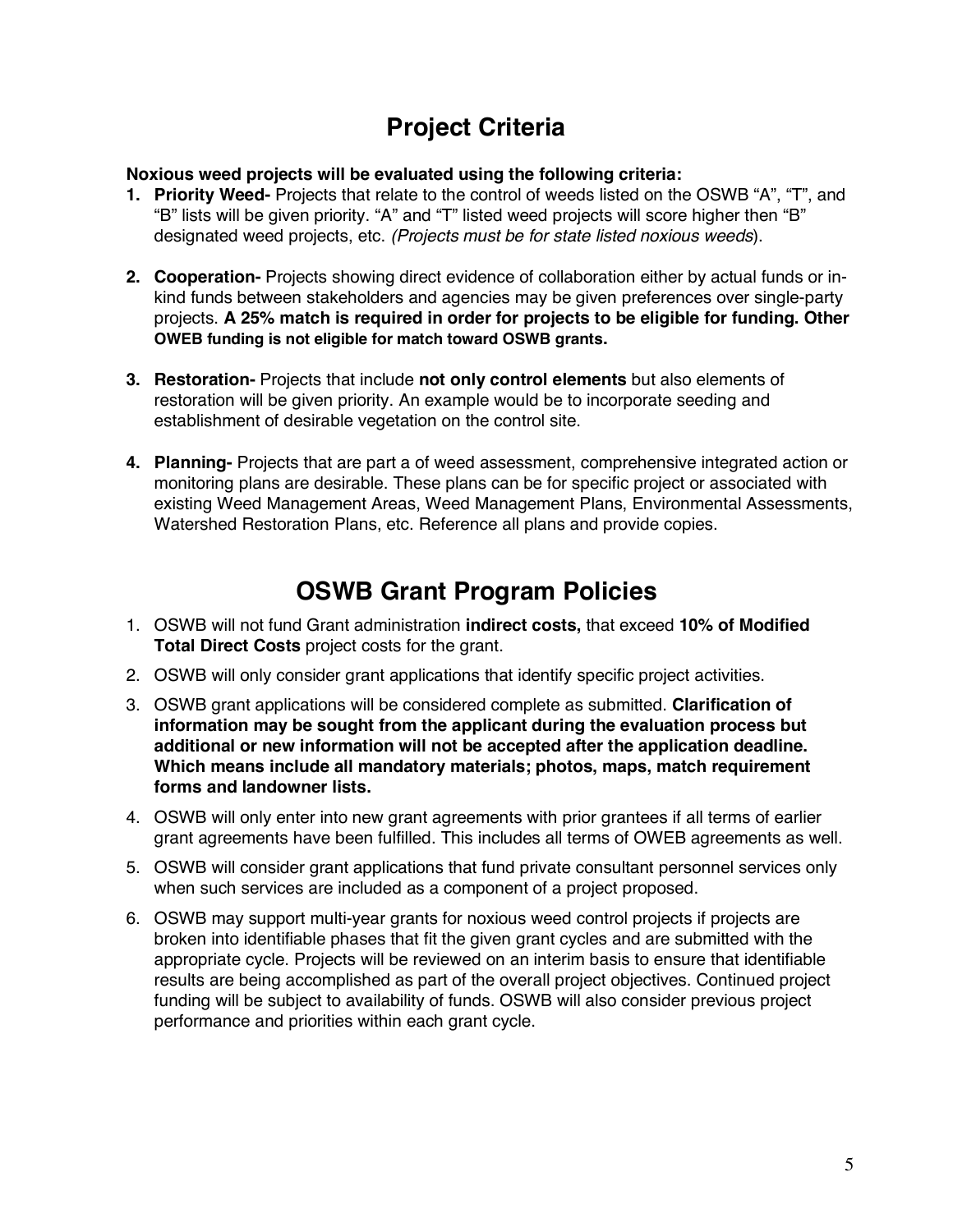## Project Criteria

**Noxious weed projects will be evaluated using the following criteria:**

1. **Priority Weed-** Projects that relate to the control of weeds listed on the OSWB "A", "T", and "B" lists will be given priority. "A" and "T" listed weed projects will score higher then "B" designated weed projects, etc. *(Projects must be for state listed noxious weeds*).

2. **Cooperation-** Projects showing direct evidence of collaboration either by actual funds or in-kind funds between stakeholders and agencies may be given preferences over single-party projects. **A 25% match is required in order for projects to be eligible for funding. Other OWEB funding is not eligible for match toward OSWB grants.**

3. **Restoration-** Projects that include **not only control elements** but also elements of restoration will be given priority. An example would be to incorporate seeding and establishment of desirable vegetation on the control site.

4. **Planning-** Projects that are part a of weed assessment, comprehensive integrated action or monitoring plans are desirable. These plans can be for specific project or associated with existing Weed Management Areas, Weed Management Plans, Environmental Assessments, Watershed Restoration Plans, etc. Reference all plans and provide copies.

## OSWB Grant Program Policies

1. OSWB will not fund Grant administration **indirect costs,** that exceed **10% of Modified Total Direct Costs** project costs for the grant.
2. OSWB will only consider grant applications that identify specific project activities.
3. OSWB grant applications will be considered complete as submitted. **Clarification of information may be sought from the applicant during the evaluation process but additional or new information will not be accepted after the application deadline. Which means include all mandatory materials; photos, maps, match requirement forms and landowner lists.**
4. OSWB will only enter into new grant agreements with prior grantees if all terms of earlier grant agreements have been fulfilled. This includes all terms of OWEB agreements as well.
5. OSWB will consider grant applications that fund private consultant personnel services only when such services are included as a component of a project proposed.
6. OSWB may support multi-year grants for noxious weed control projects if projects are broken into identifiable phases that fit the given grant cycles and are submitted with the appropriate cycle. Projects will be reviewed on an interim basis to ensure that identifiable results are being accomplished as part of the overall project objectives. Continued project funding will be subject to availability of funds. OSWB will also consider previous project performance and priorities within each grant cycle.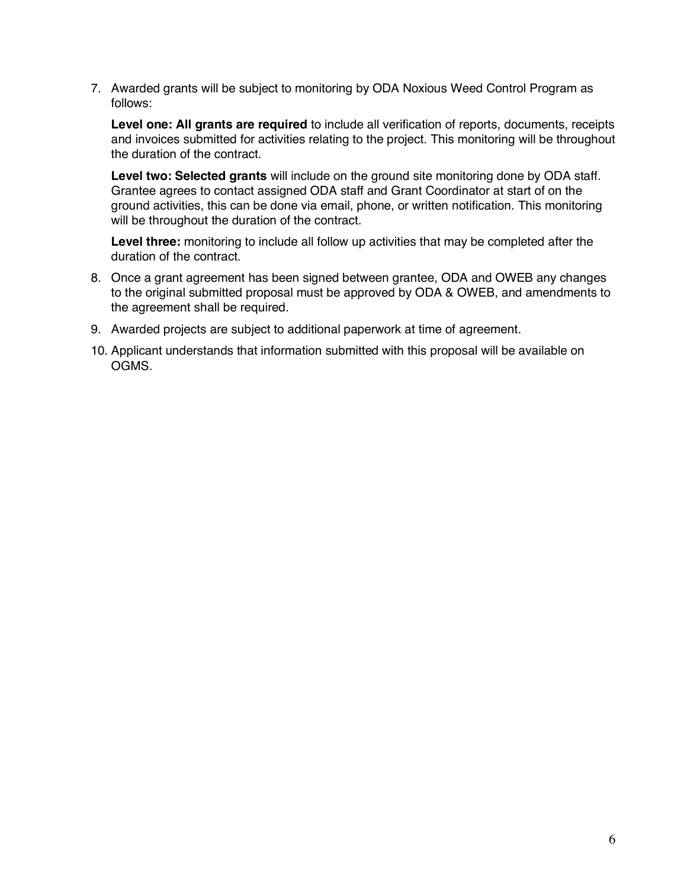7. Awarded grants will be subject to monitoring by ODA Noxious Weed Control Program as follows:

   **Level one: All grants are required** to include all verification of reports, documents, receipts and invoices submitted for activities relating to the project. This monitoring will be throughout the duration of the contract.

   **Level two: Selected grants** will include on the ground site monitoring done by ODA staff. Grantee agrees to contact assigned ODA staff and Grant Coordinator at start of on the ground activities, this can be done via email, phone, or written notification. This monitoring will be throughout the duration of the contract.

   **Level three:** monitoring to include all follow up activities that may be completed after the duration of the contract.

8. Once a grant agreement has been signed between grantee, ODA and OWEB any changes to the original submitted proposal must be approved by ODA & OWEB, and amendments to the agreement shall be required.
9. Awarded projects are subject to additional paperwork at time of agreement.
10. Applicant understands that information submitted with this proposal will be available on OGMS.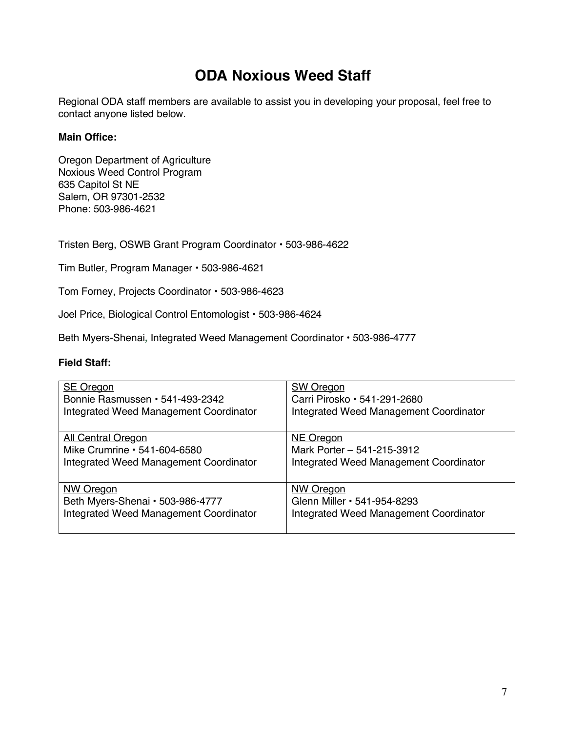# ODA Noxious Weed Staff

Regional ODA staff members are available to assist you in developing your proposal, feel free to contact anyone listed below.

**Main Office:**

Oregon Department of Agriculture
Noxious Weed Control Program
635 Capitol St NE
Salem, OR 97301-2532
Phone: 503-986-4621

Tristen Berg, OSWB Grant Program Coordinator • 503-986-4622

Tim Butler, Program Manager • 503-986-4621

Tom Forney, Projects Coordinator • 503-986-4623

Joel Price, Biological Control Entomologist • 503-986-4624

Beth Myers-Shenai, Integrated Weed Management Coordinator • 503-986-4777

**Field Staff:**

| | |
|---|---|
| SE Oregon<br>Bonnie Rasmussen • 541-493-2342<br>Integrated Weed Management Coordinator | SW Oregon<br>Carri Pirosko • 541-291-2680<br>Integrated Weed Management Coordinator |
| All Central Oregon<br>Mike Crumrine • 541-604-6580<br>Integrated Weed Management Coordinator | NE Oregon<br>Mark Porter – 541-215-3912<br>Integrated Weed Management Coordinator |
| NW Oregon<br>Beth Myers-Shenai • 503-986-4777<br>Integrated Weed Management Coordinator | NW Oregon<br>Glenn Miller • 541-954-8293<br>Integrated Weed Management Coordinator |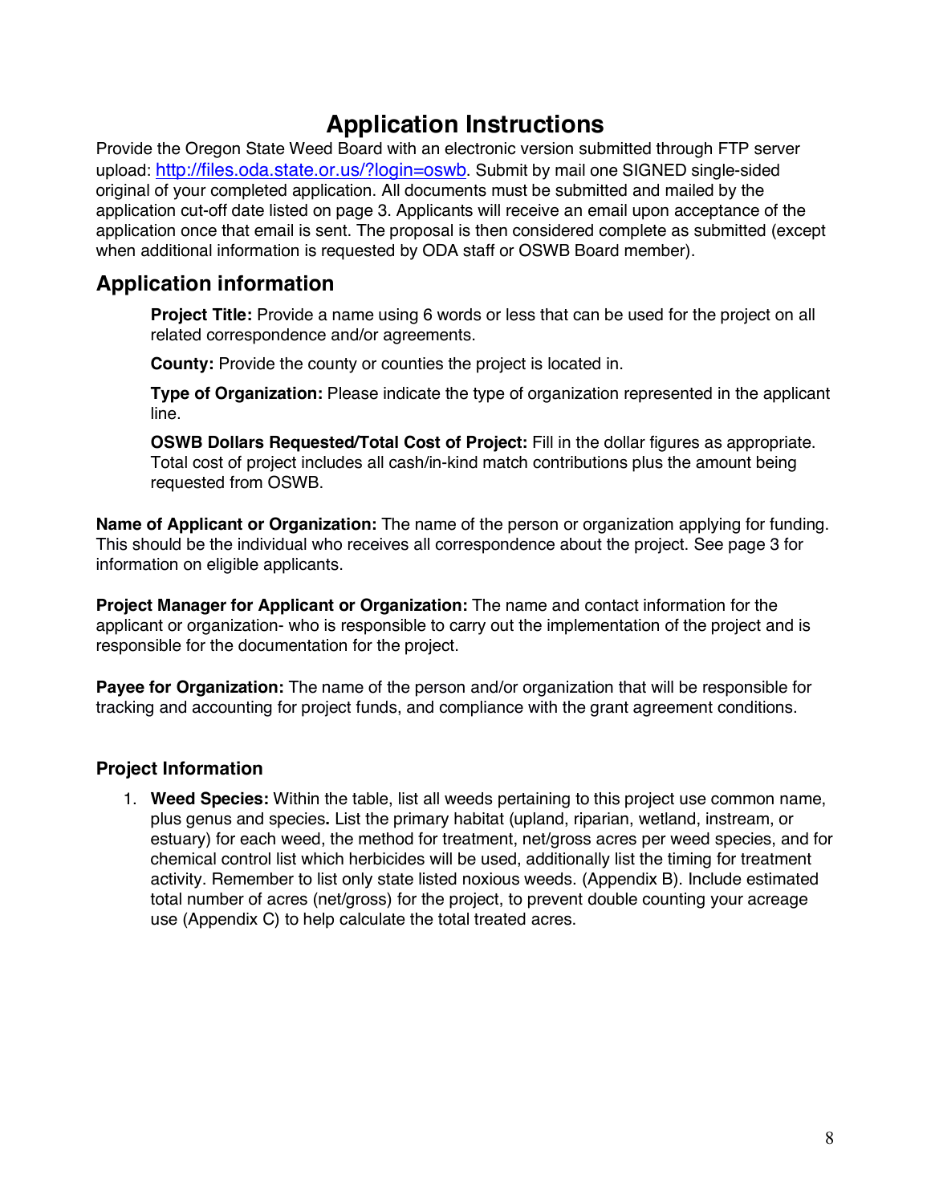# Application Instructions

Provide the Oregon State Weed Board with an electronic version submitted through FTP server upload: [http://files.oda.state.or.us/?login=oswb](http://files.oda.state.or.us/?login=oswb). Submit by mail one SIGNED single-sided original of your completed application. All documents must be submitted and mailed by the application cut-off date listed on page 3. Applicants will receive an email upon acceptance of the application once that email is sent. The proposal is then considered complete as submitted (except when additional information is requested by ODA staff or OSWB Board member).

## Application information

> **Project Title:** Provide a name using 6 words or less that can be used for the project on all related correspondence and/or agreements.
>
> **County:** Provide the county or counties the project is located in.
>
> **Type of Organization:** Please indicate the type of organization represented in the applicant line.
>
> **OSWB Dollars Requested/Total Cost of Project:** Fill in the dollar figures as appropriate. Total cost of project includes all cash/in-kind match contributions plus the amount being requested from OSWB.

**Name of Applicant or Organization:** The name of the person or organization applying for funding. This should be the individual who receives all correspondence about the project. See page 3 for information on eligible applicants.

**Project Manager for Applicant or Organization:** The name and contact information for the applicant or organization- who is responsible to carry out the implementation of the project and is responsible for the documentation for the project.

**Payee for Organization:** The name of the person and/or organization that will be responsible for tracking and accounting for project funds, and compliance with the grant agreement conditions.

### Project Information

1. **Weed Species:** Within the table, list all weeds pertaining to this project use common name, plus genus and species**.** List the primary habitat (upland, riparian, wetland, instream, or estuary) for each weed, the method for treatment, net/gross acres per weed species, and for chemical control list which herbicides will be used, additionally list the timing for treatment activity. Remember to list only state listed noxious weeds. (Appendix B). Include estimated total number of acres (net/gross) for the project, to prevent double counting your acreage use (Appendix C) to help calculate the total treated acres.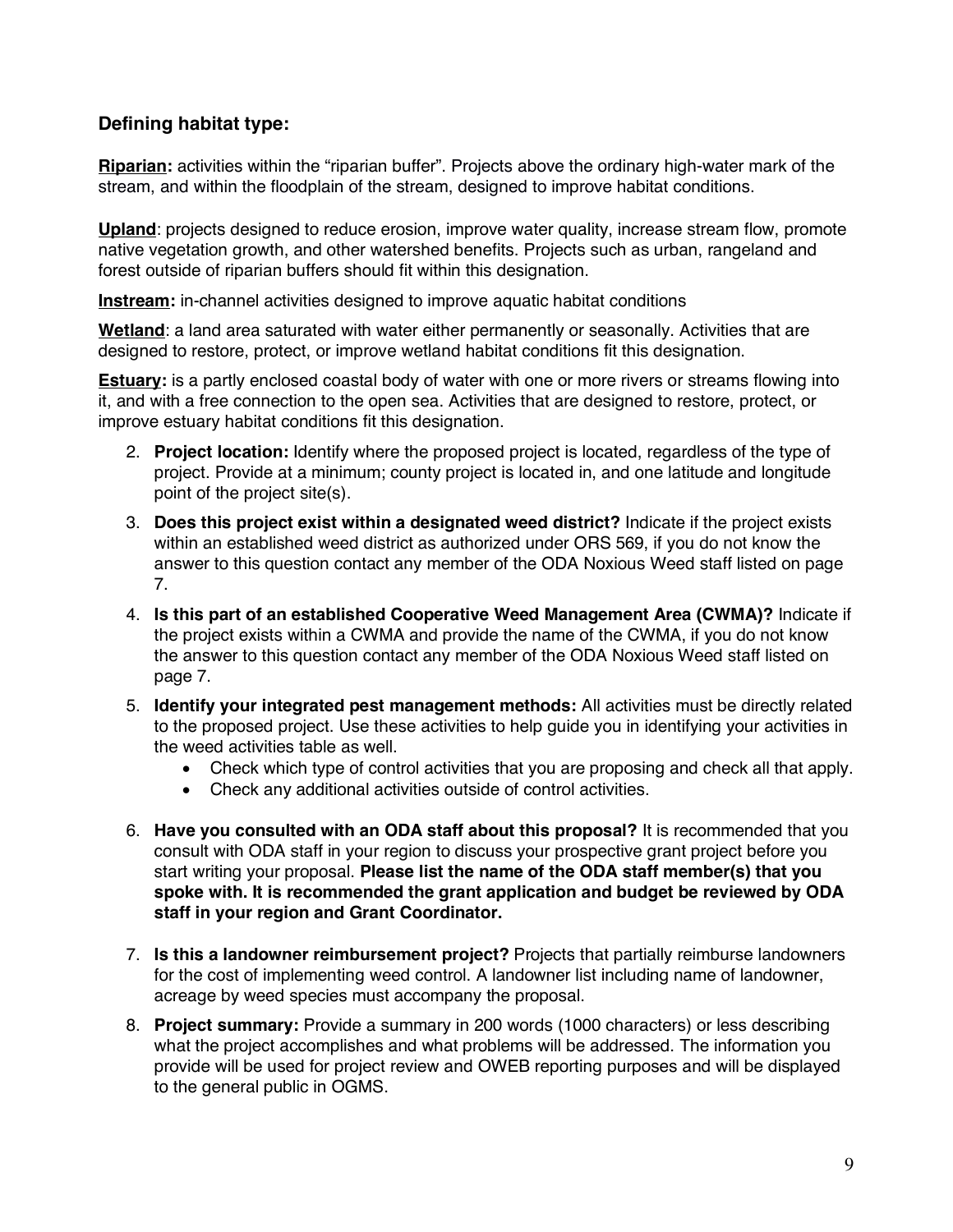### Defining habitat type:

**Riparian:** activities within the "riparian buffer". Projects above the ordinary high-water mark of the stream, and within the floodplain of the stream, designed to improve habitat conditions.

**Upland**: projects designed to reduce erosion, improve water quality, increase stream flow, promote native vegetation growth, and other watershed benefits. Projects such as urban, rangeland and forest outside of riparian buffers should fit within this designation.

**Instream:** in-channel activities designed to improve aquatic habitat conditions

**Wetland**: a land area saturated with water either permanently or seasonally. Activities that are designed to restore, protect, or improve wetland habitat conditions fit this designation.

**Estuary:** is a partly enclosed coastal body of water with one or more rivers or streams flowing into it, and with a free connection to the open sea. Activities that are designed to restore, protect, or improve estuary habitat conditions fit this designation.

2. **Project location:** Identify where the proposed project is located, regardless of the type of project. Provide at a minimum; county project is located in, and one latitude and longitude point of the project site(s).
3. **Does this project exist within a designated weed district?** Indicate if the project exists within an established weed district as authorized under ORS 569, if you do not know the answer to this question contact any member of the ODA Noxious Weed staff listed on page 7.
4. **Is this part of an established Cooperative Weed Management Area (CWMA)?** Indicate if the project exists within a CWMA and provide the name of the CWMA, if you do not know the answer to this question contact any member of the ODA Noxious Weed staff listed on page 7.
5. **Identify your integrated pest management methods:** All activities must be directly related to the proposed project. Use these activities to help guide you in identifying your activities in the weed activities table as well.
   - Check which type of control activities that you are proposing and check all that apply.
   - Check any additional activities outside of control activities.
6. **Have you consulted with an ODA staff about this proposal?** It is recommended that you consult with ODA staff in your region to discuss your prospective grant project before you start writing your proposal. **Please list the name of the ODA staff member(s) that you spoke with. It is recommended the grant application and budget be reviewed by ODA staff in your region and Grant Coordinator.**
7. **Is this a landowner reimbursement project?** Projects that partially reimburse landowners for the cost of implementing weed control. A landowner list including name of landowner, acreage by weed species must accompany the proposal.
8. **Project summary:** Provide a summary in 200 words (1000 characters) or less describing what the project accomplishes and what problems will be addressed. The information you provide will be used for project review and OWEB reporting purposes and will be displayed to the general public in OGMS.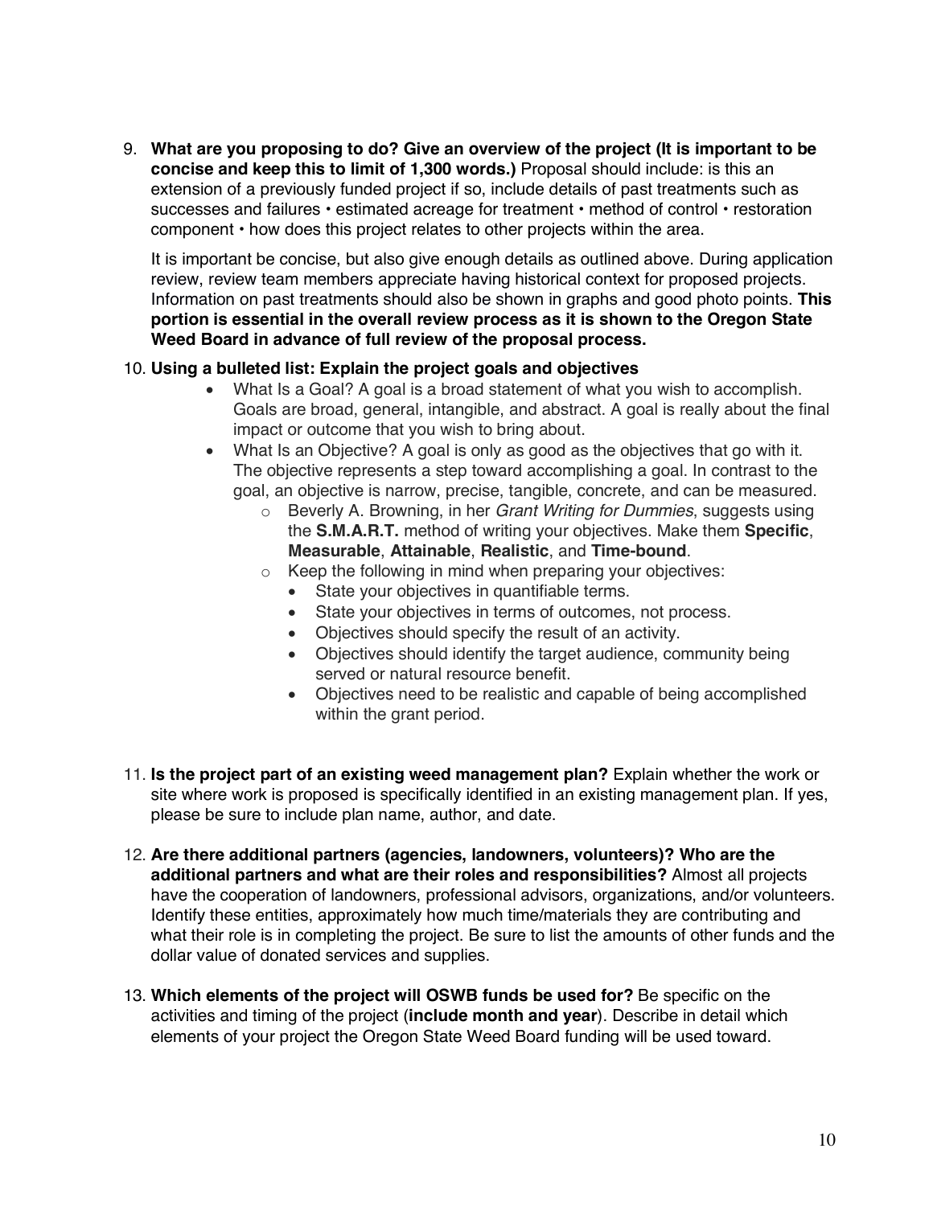9. **What are you proposing to do? Give an overview of the project (It is important to be concise and keep this to limit of 1,300 words.)** Proposal should include: is this an extension of a previously funded project if so, include details of past treatments such as successes and failures • estimated acreage for treatment • method of control • restoration component • how does this project relates to other projects within the area.

   It is important be concise, but also give enough details as outlined above. During application review, review team members appreciate having historical context for proposed projects. Information on past treatments should also be shown in graphs and good photo points. **This portion is essential in the overall review process as it is shown to the Oregon State Weed Board in advance of full review of the proposal process.**

10. **Using a bulleted list: Explain the project goals and objectives**
    - What Is a Goal? A goal is a broad statement of what you wish to accomplish. Goals are broad, general, intangible, and abstract. A goal is really about the final impact or outcome that you wish to bring about.
    - What Is an Objective? A goal is only as good as the objectives that go with it. The objective represents a step toward accomplishing a goal. In contrast to the goal, an objective is narrow, precise, tangible, concrete, and can be measured.
      - Beverly A. Browning, in her *Grant Writing for Dummies*, suggests using the **S.M.A.R.T.** method of writing your objectives. Make them **Specific**, **Measurable**, **Attainable**, **Realistic**, and **Time-bound**.
      - Keep the following in mind when preparing your objectives:
        - State your objectives in quantifiable terms.
        - State your objectives in terms of outcomes, not process.
        - Objectives should specify the result of an activity.
        - Objectives should identify the target audience, community being served or natural resource benefit.
        - Objectives need to be realistic and capable of being accomplished within the grant period.

11. **Is the project part of an existing weed management plan?** Explain whether the work or site where work is proposed is specifically identified in an existing management plan. If yes, please be sure to include plan name, author, and date.

12. **Are there additional partners (agencies, landowners, volunteers)? Who are the additional partners and what are their roles and responsibilities?** Almost all projects have the cooperation of landowners, professional advisors, organizations, and/or volunteers. Identify these entities, approximately how much time/materials they are contributing and what their role is in completing the project. Be sure to list the amounts of other funds and the dollar value of donated services and supplies.

13. **Which elements of the project will OSWB funds be used for?** Be specific on the activities and timing of the project (**include month and year**). Describe in detail which elements of your project the Oregon State Weed Board funding will be used toward.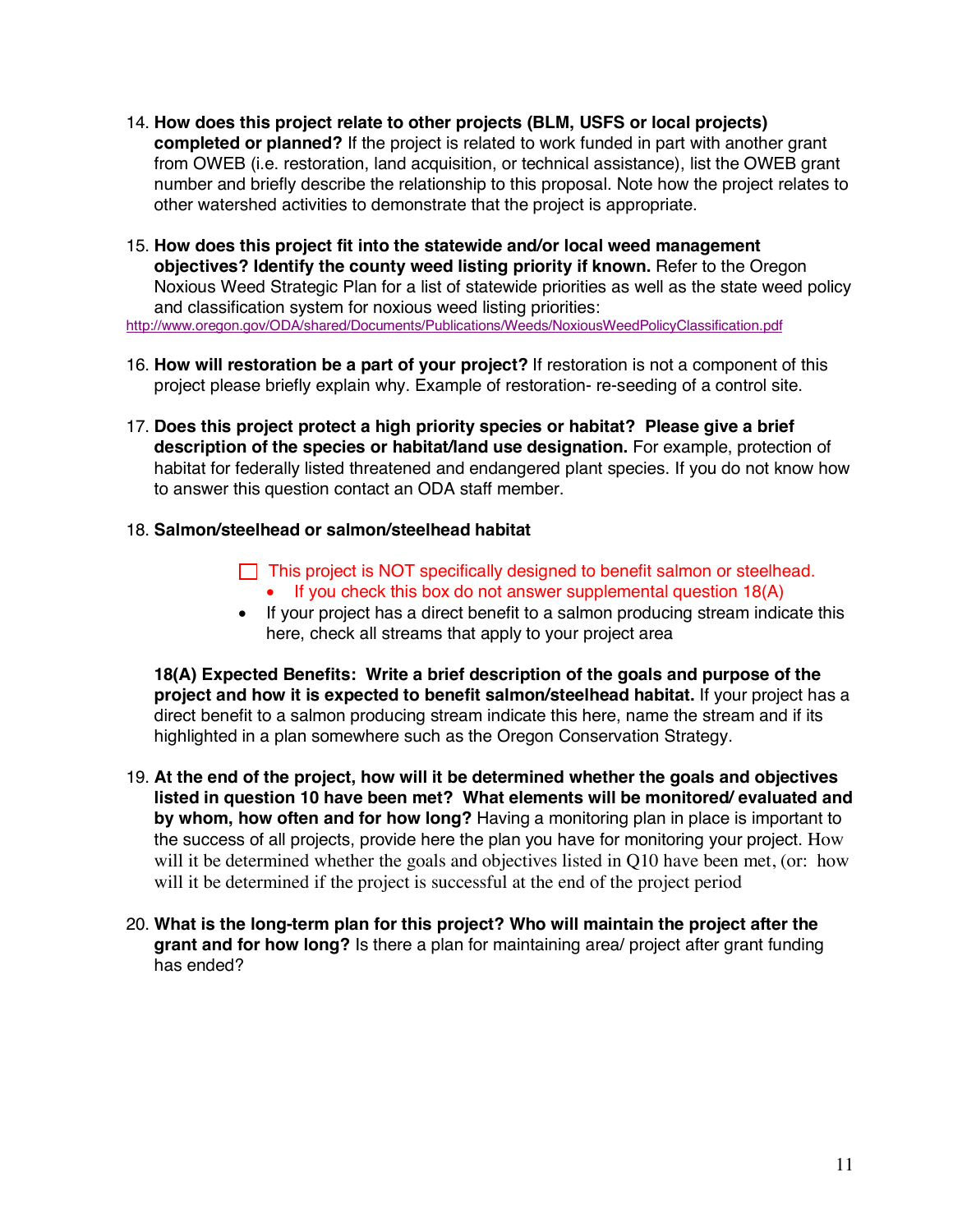14. **How does this project relate to other projects (BLM, USFS or local projects) completed or planned?** If the project is related to work funded in part with another grant from OWEB (i.e. restoration, land acquisition, or technical assistance), list the OWEB grant number and briefly describe the relationship to this proposal. Note how the project relates to other watershed activities to demonstrate that the project is appropriate.

15. **How does this project fit into the statewide and/or local weed management objectives? Identify the county weed listing priority if known.** Refer to the Oregon Noxious Weed Strategic Plan for a list of statewide priorities as well as the state weed policy and classification system for noxious weed listing priorities:
http://www.oregon.gov/ODA/shared/Documents/Publications/Weeds/NoxiousWeedPolicyClassification.pdf

16. **How will restoration be a part of your project?** If restoration is not a component of this project please briefly explain why. Example of restoration- re-seeding of a control site.

17. **Does this project protect a high priority species or habitat? Please give a brief description of the species or habitat/land use designation.** For example, protection of habitat for federally listed threatened and endangered plant species. If you do not know how to answer this question contact an ODA staff member.

18. **Salmon/steelhead or salmon/steelhead habitat**

    ☐ This project is NOT specifically designed to benefit salmon or steelhead.
    - If you check this box do not answer supplemental question 18(A)
    - If your project has a direct benefit to a salmon producing stream indicate this here, check all streams that apply to your project area

    **18(A) Expected Benefits: Write a brief description of the goals and purpose of the project and how it is expected to benefit salmon/steelhead habitat.** If your project has a direct benefit to a salmon producing stream indicate this here, name the stream and if its highlighted in a plan somewhere such as the Oregon Conservation Strategy.

19. **At the end of the project, how will it be determined whether the goals and objectives listed in question 10 have been met? What elements will be monitored/ evaluated and by whom, how often and for how long?** Having a monitoring plan in place is important to the success of all projects, provide here the plan you have for monitoring your project. How will it be determined whether the goals and objectives listed in Q10 have been met, (or: how will it be determined if the project is successful at the end of the project period

20. **What is the long-term plan for this project? Who will maintain the project after the grant and for how long?** Is there a plan for maintaining area/ project after grant funding has ended?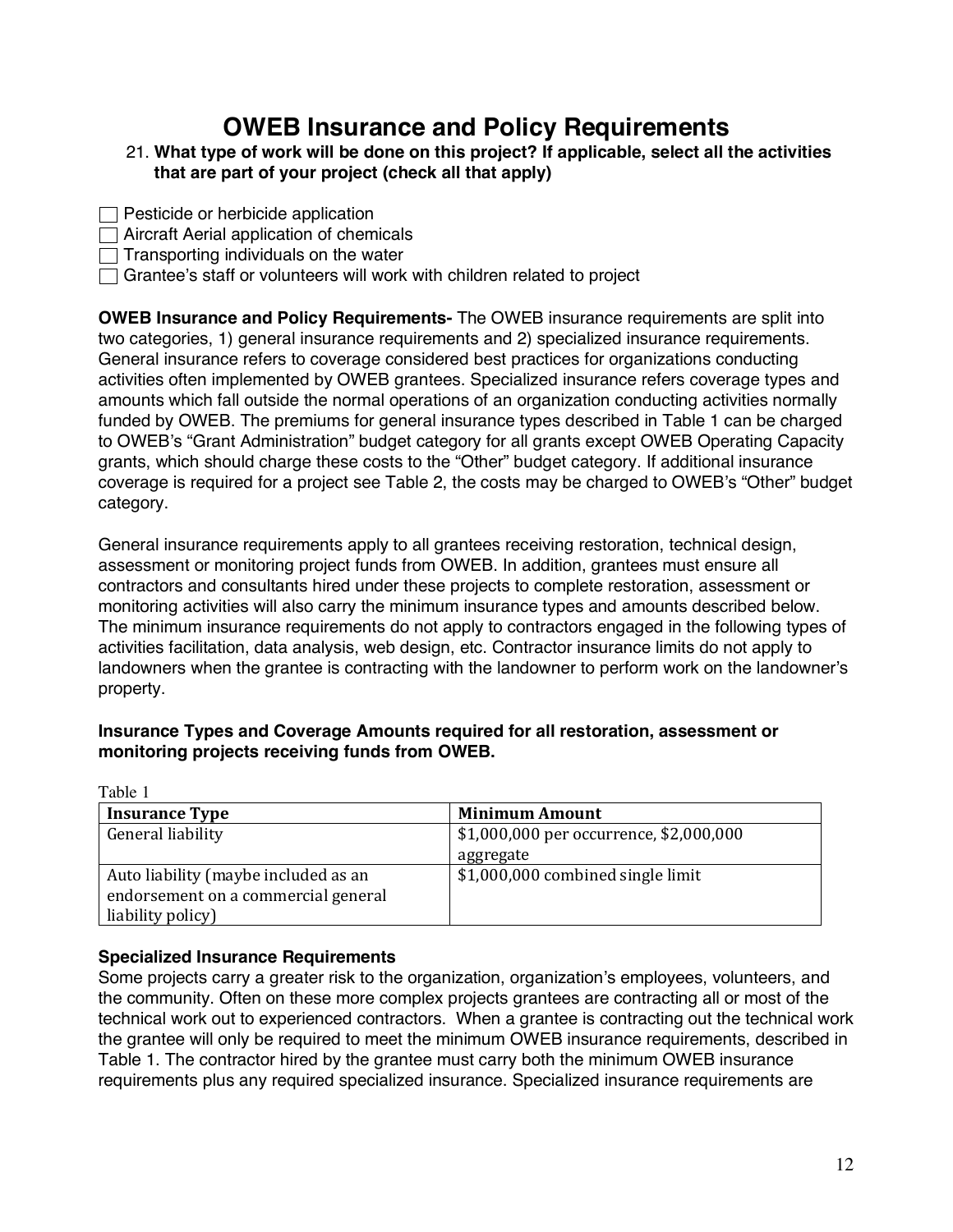# OWEB Insurance and Policy Requirements

21. **What type of work will be done on this project? If applicable, select all the activities that are part of your project (check all that apply)**

- ☐ Pesticide or herbicide application
- ☐ Aircraft Aerial application of chemicals
- ☐ Transporting individuals on the water
- ☐ Grantee's staff or volunteers will work with children related to project

**OWEB Insurance and Policy Requirements-** The OWEB insurance requirements are split into two categories, 1) general insurance requirements and 2) specialized insurance requirements. General insurance refers to coverage considered best practices for organizations conducting activities often implemented by OWEB grantees. Specialized insurance refers coverage types and amounts which fall outside the normal operations of an organization conducting activities normally funded by OWEB. The premiums for general insurance types described in Table 1 can be charged to OWEB's "Grant Administration" budget category for all grants except OWEB Operating Capacity grants, which should charge these costs to the "Other" budget category. If additional insurance coverage is required for a project see Table 2, the costs may be charged to OWEB's "Other" budget category.

General insurance requirements apply to all grantees receiving restoration, technical design, assessment or monitoring project funds from OWEB. In addition, grantees must ensure all contractors and consultants hired under these projects to complete restoration, assessment or monitoring activities will also carry the minimum insurance types and amounts described below. The minimum insurance requirements do not apply to contractors engaged in the following types of activities facilitation, data analysis, web design, etc. Contractor insurance limits do not apply to landowners when the grantee is contracting with the landowner to perform work on the landowner's property.

**Insurance Types and Coverage Amounts required for all restoration, assessment or monitoring projects receiving funds from OWEB.**

Table 1

| Insurance Type | Minimum Amount |
| --- | --- |
| General liability | $1,000,000 per occurrence, $2,000,000 aggregate |
| Auto liability (maybe included as an endorsement on a commercial general liability policy) | $1,000,000 combined single limit |

**Specialized Insurance Requirements**

Some projects carry a greater risk to the organization, organization's employees, volunteers, and the community. Often on these more complex projects grantees are contracting all or most of the technical work out to experienced contractors. When a grantee is contracting out the technical work the grantee will only be required to meet the minimum OWEB insurance requirements, described in Table 1. The contractor hired by the grantee must carry both the minimum OWEB insurance requirements plus any required specialized insurance. Specialized insurance requirements are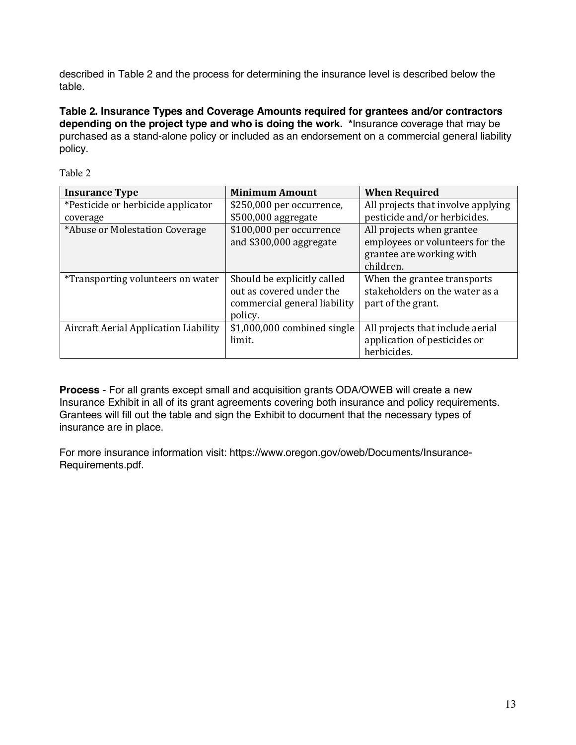described in Table 2 and the process for determining the insurance level is described below the table.

**Table 2. Insurance Types and Coverage Amounts required for grantees and/or contractors depending on the project type and who is doing the work. \***Insurance coverage that may be purchased as a stand-alone policy or included as an endorsement on a commercial general liability policy.

Table 2

| Insurance Type | Minimum Amount | When Required |
|---|---|---|
| *Pesticide or herbicide applicator coverage | $250,000 per occurrence, $500,000 aggregate | All projects that involve applying pesticide and/or herbicides. |
| *Abuse or Molestation Coverage | $100,000 per occurrence and $300,000 aggregate | All projects when grantee employees or volunteers for the grantee are working with children. |
| *Transporting volunteers on water | Should be explicitly called out as covered under the commercial general liability policy. | When the grantee transports stakeholders on the water as a part of the grant. |
| Aircraft Aerial Application Liability | $1,000,000 combined single limit. | All projects that include aerial application of pesticides or herbicides. |

**Process** - For all grants except small and acquisition grants ODA/OWEB will create a new Insurance Exhibit in all of its grant agreements covering both insurance and policy requirements. Grantees will fill out the table and sign the Exhibit to document that the necessary types of insurance are in place.

For more insurance information visit: https://www.oregon.gov/oweb/Documents/Insurance-Requirements.pdf.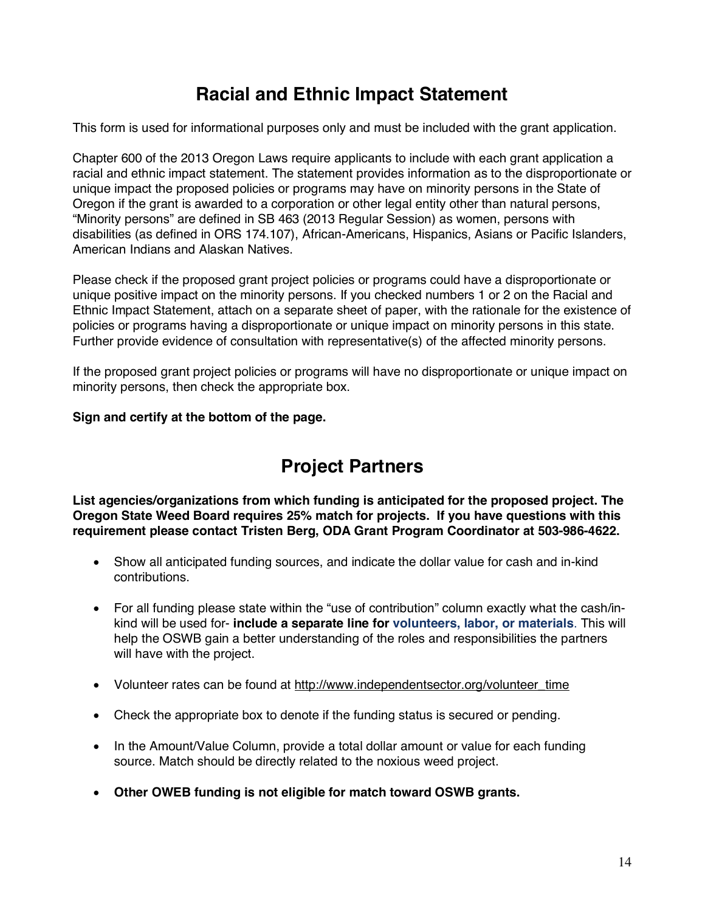# Racial and Ethnic Impact Statement

This form is used for informational purposes only and must be included with the grant application.

Chapter 600 of the 2013 Oregon Laws require applicants to include with each grant application a racial and ethnic impact statement. The statement provides information as to the disproportionate or unique impact the proposed policies or programs may have on minority persons in the State of Oregon if the grant is awarded to a corporation or other legal entity other than natural persons, "Minority persons" are defined in SB 463 (2013 Regular Session) as women, persons with disabilities (as defined in ORS 174.107), African-Americans, Hispanics, Asians or Pacific Islanders, American Indians and Alaskan Natives.

Please check if the proposed grant project policies or programs could have a disproportionate or unique positive impact on the minority persons. If you checked numbers 1 or 2 on the Racial and Ethnic Impact Statement, attach on a separate sheet of paper, with the rationale for the existence of policies or programs having a disproportionate or unique impact on minority persons in this state. Further provide evidence of consultation with representative(s) of the affected minority persons.

If the proposed grant project policies or programs will have no disproportionate or unique impact on minority persons, then check the appropriate box.

**Sign and certify at the bottom of the page.**

# Project Partners

**List agencies/organizations from which funding is anticipated for the proposed project. The Oregon State Weed Board requires 25% match for projects. If you have questions with this requirement please contact Tristen Berg, ODA Grant Program Coordinator at 503-986-4622.**

- Show all anticipated funding sources, and indicate the dollar value for cash and in-kind contributions.
- For all funding please state within the "use of contribution" column exactly what the cash/in-kind will be used for- **include a separate line for volunteers, labor, or materials**. This will help the OSWB gain a better understanding of the roles and responsibilities the partners will have with the project.
- Volunteer rates can be found at http://www.independentsector.org/volunteer_time
- Check the appropriate box to denote if the funding status is secured or pending.
- In the Amount/Value Column, provide a total dollar amount or value for each funding source. Match should be directly related to the noxious weed project.
- **Other OWEB funding is not eligible for match toward OSWB grants.**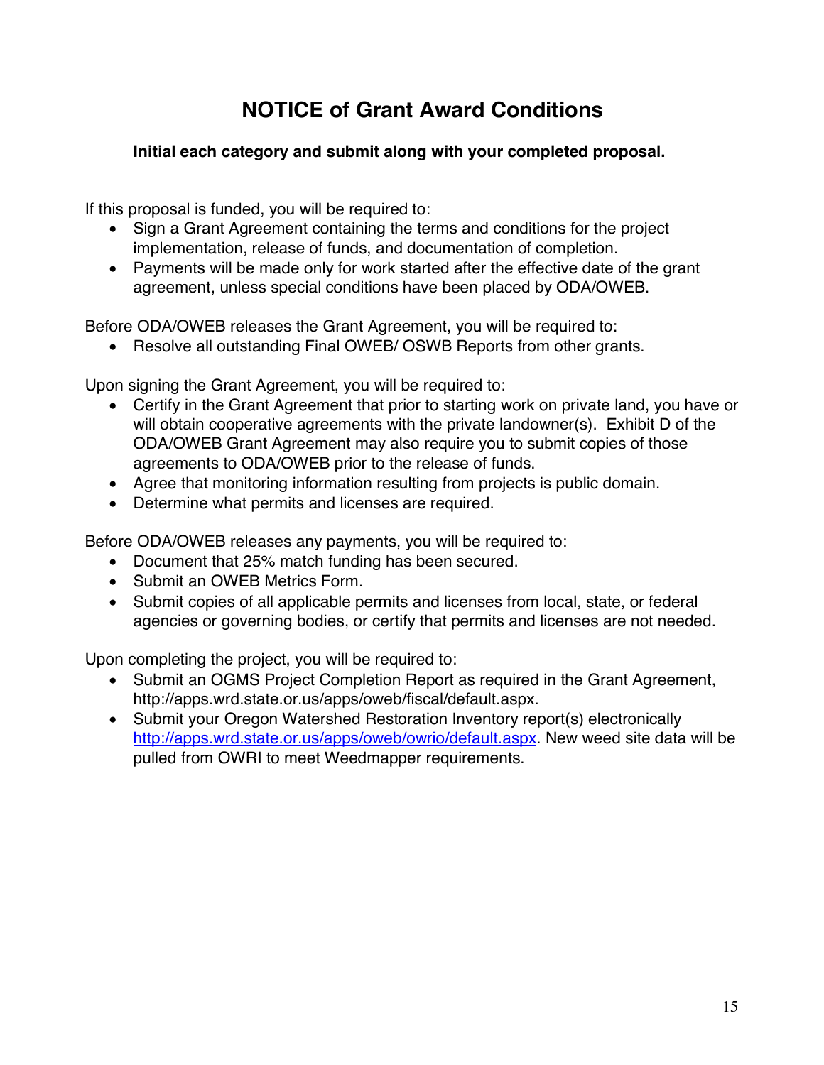# NOTICE of Grant Award Conditions

**Initial each category and submit along with your completed proposal.**

If this proposal is funded, you will be required to:

- Sign a Grant Agreement containing the terms and conditions for the project implementation, release of funds, and documentation of completion.
- Payments will be made only for work started after the effective date of the grant agreement, unless special conditions have been placed by ODA/OWEB.

Before ODA/OWEB releases the Grant Agreement, you will be required to:

- Resolve all outstanding Final OWEB/ OSWB Reports from other grants.

Upon signing the Grant Agreement, you will be required to:

- Certify in the Grant Agreement that prior to starting work on private land, you have or will obtain cooperative agreements with the private landowner(s). Exhibit D of the ODA/OWEB Grant Agreement may also require you to submit copies of those agreements to ODA/OWEB prior to the release of funds.
- Agree that monitoring information resulting from projects is public domain.
- Determine what permits and licenses are required.

Before ODA/OWEB releases any payments, you will be required to:

- Document that 25% match funding has been secured.
- Submit an OWEB Metrics Form.
- Submit copies of all applicable permits and licenses from local, state, or federal agencies or governing bodies, or certify that permits and licenses are not needed.

Upon completing the project, you will be required to:

- Submit an OGMS Project Completion Report as required in the Grant Agreement, http://apps.wrd.state.or.us/apps/oweb/fiscal/default.aspx.
- Submit your Oregon Watershed Restoration Inventory report(s) electronically http://apps.wrd.state.or.us/apps/oweb/owrio/default.aspx. New weed site data will be pulled from OWRI to meet Weedmapper requirements.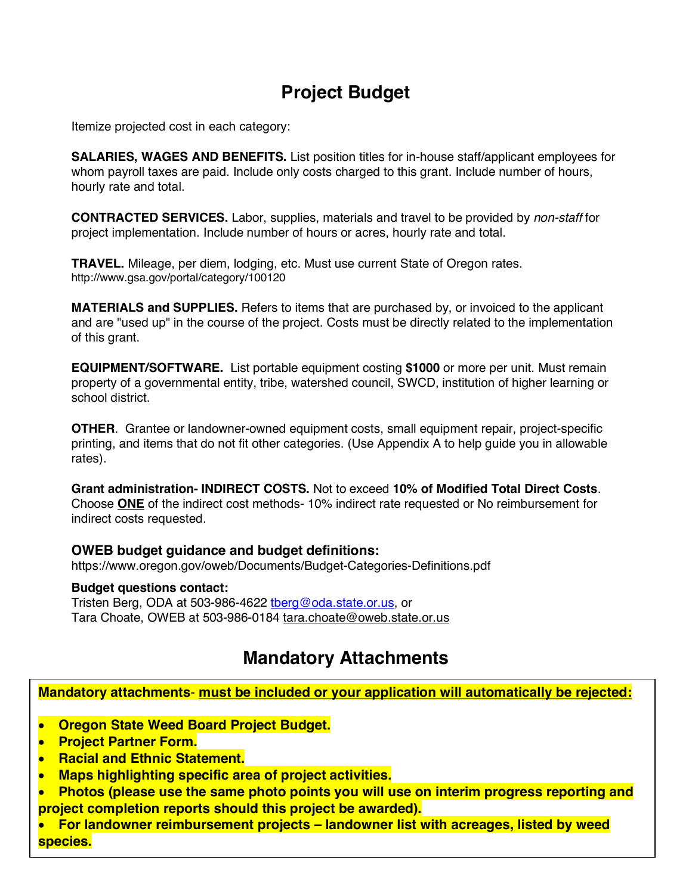# Project Budget

Itemize projected cost in each category:

**SALARIES, WAGES AND BENEFITS.** List position titles for in-house staff/applicant employees for whom payroll taxes are paid. Include only costs charged to this grant. Include number of hours, hourly rate and total.

**CONTRACTED SERVICES.** Labor, supplies, materials and travel to be provided by *non-staff* for project implementation. Include number of hours or acres, hourly rate and total.

**TRAVEL.** Mileage, per diem, lodging, etc. Must use current State of Oregon rates.
http://www.gsa.gov/portal/category/100120

**MATERIALS and SUPPLIES.** Refers to items that are purchased by, or invoiced to the applicant and are "used up" in the course of the project. Costs must be directly related to the implementation of this grant.

**EQUIPMENT/SOFTWARE.** List portable equipment costing **$1000** or more per unit. Must remain property of a governmental entity, tribe, watershed council, SWCD, institution of higher learning or school district.

**OTHER**. Grantee or landowner-owned equipment costs, small equipment repair, project-specific printing, and items that do not fit other categories. (Use Appendix A to help guide you in allowable rates).

**Grant administration- INDIRECT COSTS.** Not to exceed **10% of Modified Total Direct Costs**. Choose **<u>ONE</u>** of the indirect cost methods- 10% indirect rate requested or No reimbursement for indirect costs requested.

### OWEB budget guidance and budget definitions:

https://www.oregon.gov/oweb/Documents/Budget-Categories-Definitions.pdf

**Budget questions contact:**
Tristen Berg, ODA at 503-986-4622 tberg@oda.state.or.us, or
Tara Choate, OWEB at 503-986-0184 tara.choate@oweb.state.or.us

# Mandatory Attachments

**Mandatory attachments- <u>must be included or your application will automatically be rejected:</u>**

- **Oregon State Weed Board Project Budget.**
- **Project Partner Form.**
- **Racial and Ethnic Statement.**
- **Maps highlighting specific area of project activities.**
- **Photos (please use the same photo points you will use on interim progress reporting and project completion reports should this project be awarded).**
- **For landowner reimbursement projects – landowner list with acreages, listed by weed species.**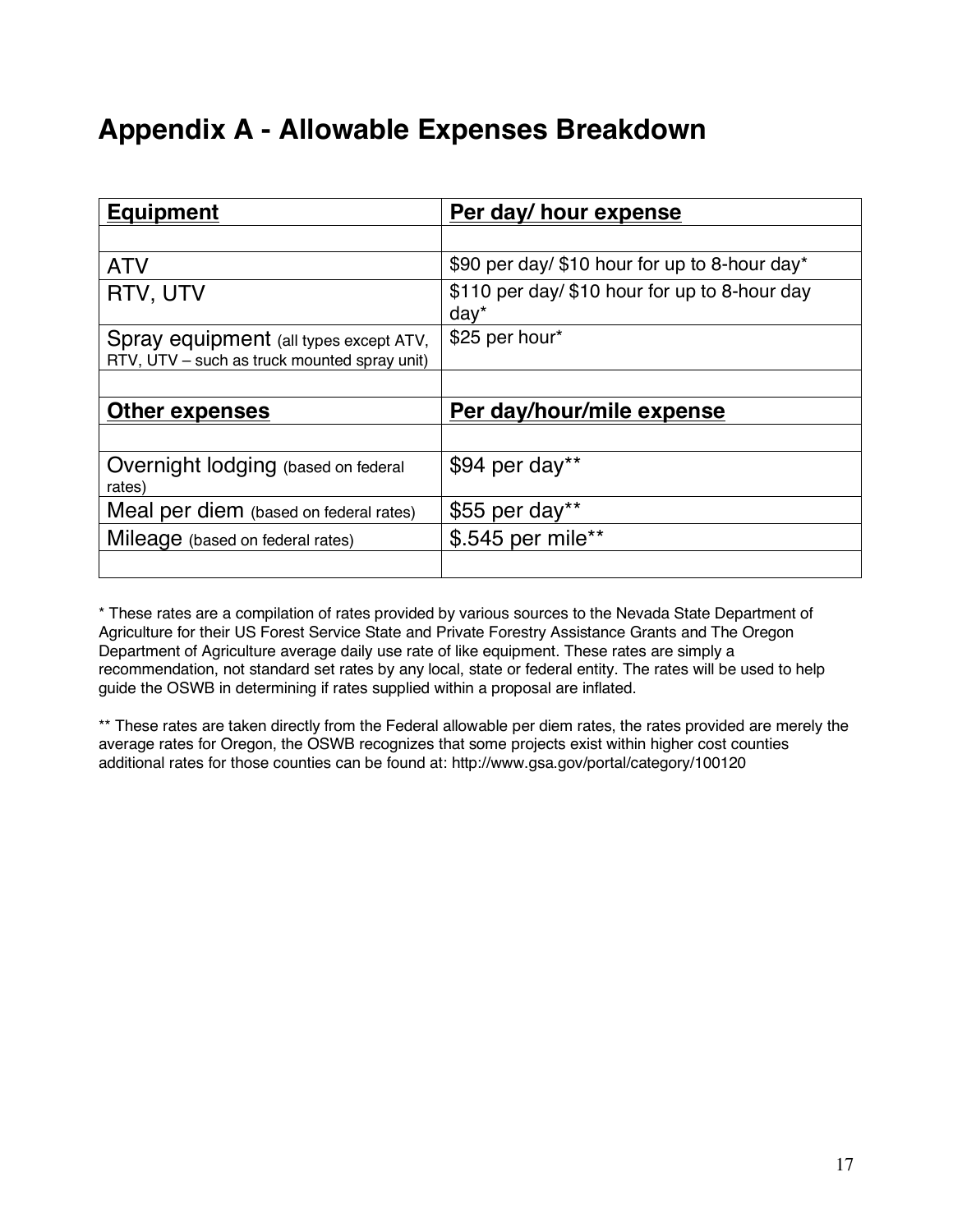# Appendix A - Allowable Expenses Breakdown

| **Equipment** | **Per day/ hour expense** |
| --- | --- |
| | |
| ATV | $90 per day/ $10 hour for up to 8-hour day* |
| RTV, UTV | $110 per day/ $10 hour for up to 8-hour day day* |
| Spray equipment (all types except ATV, RTV, UTV – such as truck mounted spray unit) | $25 per hour* |
| | |
| **Other expenses** | **Per day/hour/mile expense** |
| | |
| Overnight lodging (based on federal rates) | $94 per day** |
| Meal per diem (based on federal rates) | $55 per day** |
| Mileage (based on federal rates) | $.545 per mile** |
| | |

* These rates are a compilation of rates provided by various sources to the Nevada State Department of Agriculture for their US Forest Service State and Private Forestry Assistance Grants and The Oregon Department of Agriculture average daily use rate of like equipment. These rates are simply a recommendation, not standard set rates by any local, state or federal entity. The rates will be used to help guide the OSWB in determining if rates supplied within a proposal are inflated.

** These rates are taken directly from the Federal allowable per diem rates, the rates provided are merely the average rates for Oregon, the OSWB recognizes that some projects exist within higher cost counties additional rates for those counties can be found at: http://www.gsa.gov/portal/category/100120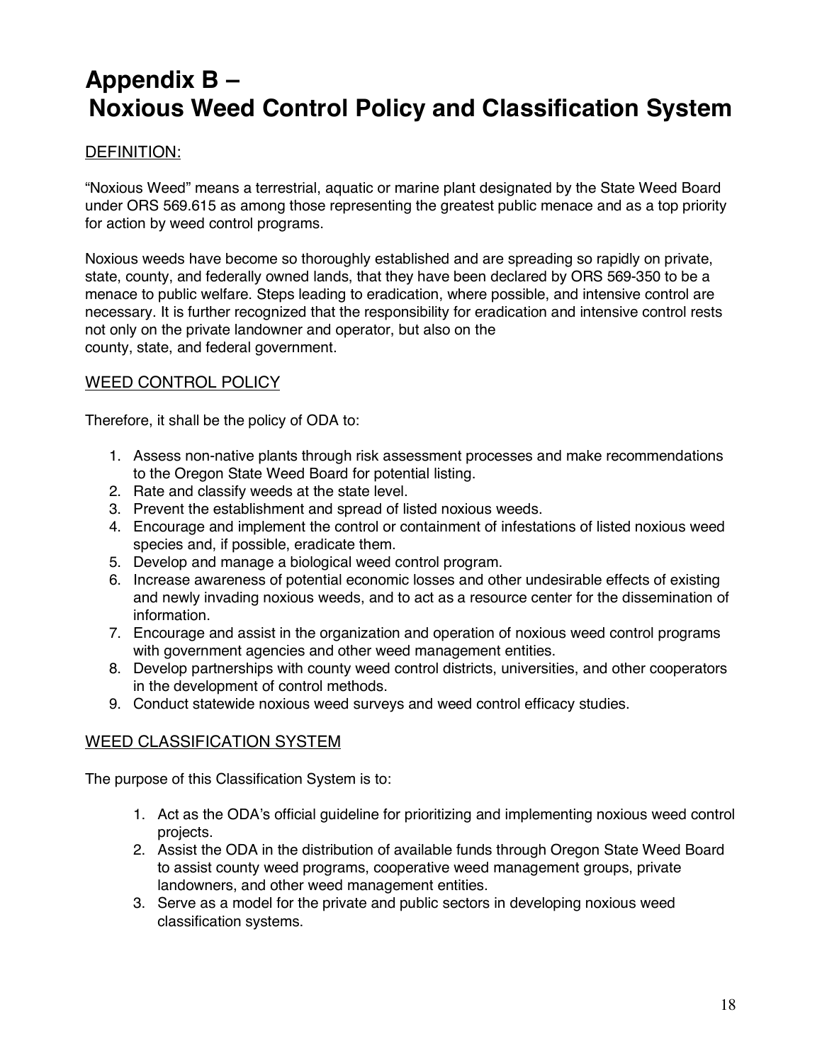# Appendix B – Noxious Weed Control Policy and Classification System

## DEFINITION:

"Noxious Weed" means a terrestrial, aquatic or marine plant designated by the State Weed Board under ORS 569.615 as among those representing the greatest public menace and as a top priority for action by weed control programs.

Noxious weeds have become so thoroughly established and are spreading so rapidly on private, state, county, and federally owned lands, that they have been declared by ORS 569-350 to be a menace to public welfare. Steps leading to eradication, where possible, and intensive control are necessary. It is further recognized that the responsibility for eradication and intensive control rests not only on the private landowner and operator, but also on the county, state, and federal government.

## WEED CONTROL POLICY

Therefore, it shall be the policy of ODA to:

1. Assess non-native plants through risk assessment processes and make recommendations to the Oregon State Weed Board for potential listing.
2. Rate and classify weeds at the state level.
3. Prevent the establishment and spread of listed noxious weeds.
4. Encourage and implement the control or containment of infestations of listed noxious weed species and, if possible, eradicate them.
5. Develop and manage a biological weed control program.
6. Increase awareness of potential economic losses and other undesirable effects of existing and newly invading noxious weeds, and to act as a resource center for the dissemination of information.
7. Encourage and assist in the organization and operation of noxious weed control programs with government agencies and other weed management entities.
8. Develop partnerships with county weed control districts, universities, and other cooperators in the development of control methods.
9. Conduct statewide noxious weed surveys and weed control efficacy studies.

## WEED CLASSIFICATION SYSTEM

The purpose of this Classification System is to:

1. Act as the ODA's official guideline for prioritizing and implementing noxious weed control projects.
2. Assist the ODA in the distribution of available funds through Oregon State Weed Board to assist county weed programs, cooperative weed management groups, private landowners, and other weed management entities.
3. Serve as a model for the private and public sectors in developing noxious weed classification systems.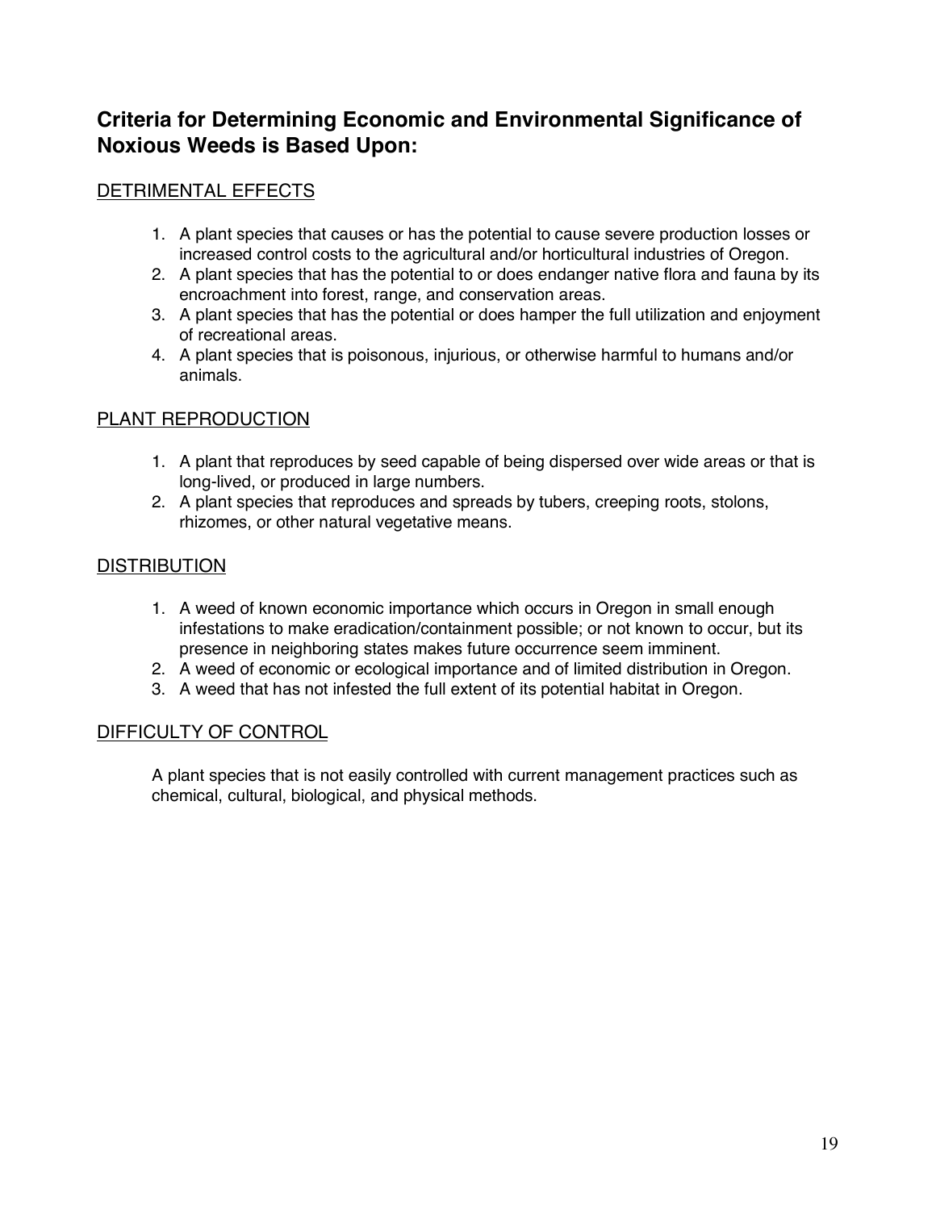## Criteria for Determining Economic and Environmental Significance of Noxious Weeds is Based Upon:

### DETRIMENTAL EFFECTS

1. A plant species that causes or has the potential to cause severe production losses or increased control costs to the agricultural and/or horticultural industries of Oregon.
2. A plant species that has the potential to or does endanger native flora and fauna by its encroachment into forest, range, and conservation areas.
3. A plant species that has the potential or does hamper the full utilization and enjoyment of recreational areas.
4. A plant species that is poisonous, injurious, or otherwise harmful to humans and/or animals.

### PLANT REPRODUCTION

1. A plant that reproduces by seed capable of being dispersed over wide areas or that is long-lived, or produced in large numbers.
2. A plant species that reproduces and spreads by tubers, creeping roots, stolons, rhizomes, or other natural vegetative means.

### DISTRIBUTION

1. A weed of known economic importance which occurs in Oregon in small enough infestations to make eradication/containment possible; or not known to occur, but its presence in neighboring states makes future occurrence seem imminent.
2. A weed of economic or ecological importance and of limited distribution in Oregon.
3. A weed that has not infested the full extent of its potential habitat in Oregon.

### DIFFICULTY OF CONTROL

A plant species that is not easily controlled with current management practices such as chemical, cultural, biological, and physical methods.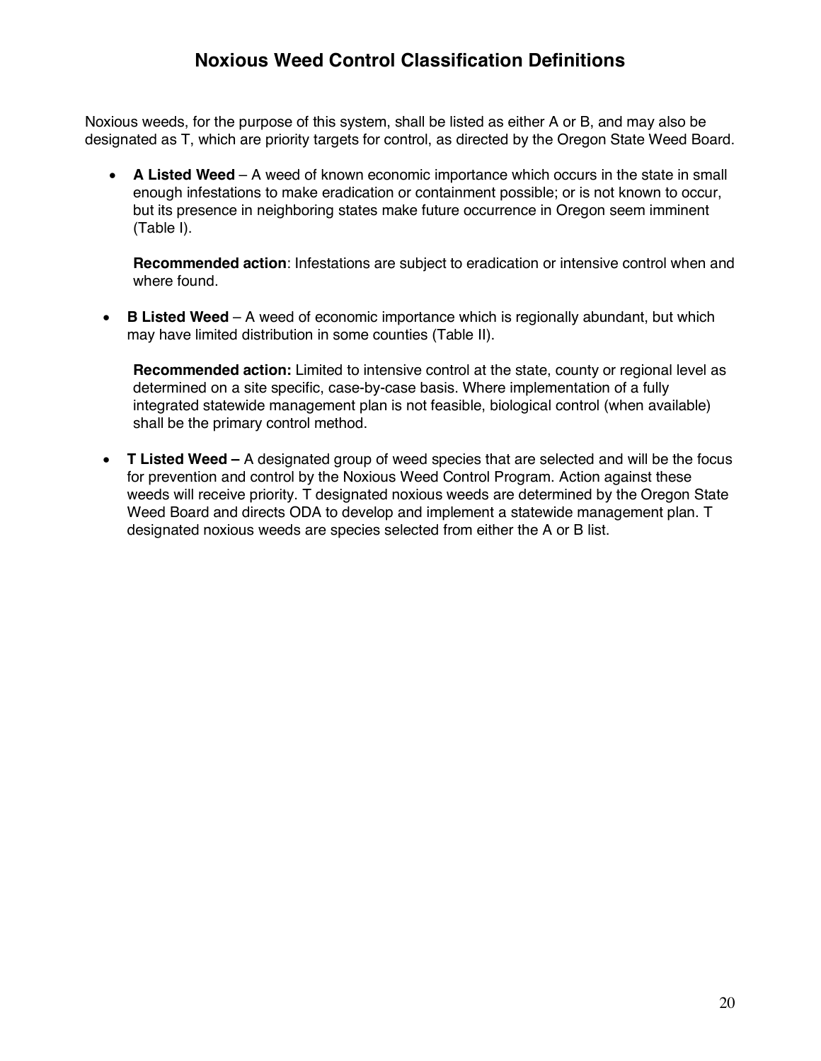# Noxious Weed Control Classification Definitions

Noxious weeds, for the purpose of this system, shall be listed as either A or B, and may also be designated as T, which are priority targets for control, as directed by the Oregon State Weed Board.

- **A Listed Weed** – A weed of known economic importance which occurs in the state in small enough infestations to make eradication or containment possible; or is not known to occur, but its presence in neighboring states make future occurrence in Oregon seem imminent (Table I).

  **Recommended action**: Infestations are subject to eradication or intensive control when and where found.

- **B Listed Weed** – A weed of economic importance which is regionally abundant, but which may have limited distribution in some counties (Table II).

  **Recommended action:** Limited to intensive control at the state, county or regional level as determined on a site specific, case-by-case basis. Where implementation of a fully integrated statewide management plan is not feasible, biological control (when available) shall be the primary control method.

- **T Listed Weed –** A designated group of weed species that are selected and will be the focus for prevention and control by the Noxious Weed Control Program. Action against these weeds will receive priority. T designated noxious weeds are determined by the Oregon State Weed Board and directs ODA to develop and implement a statewide management plan. T designated noxious weeds are species selected from either the A or B list.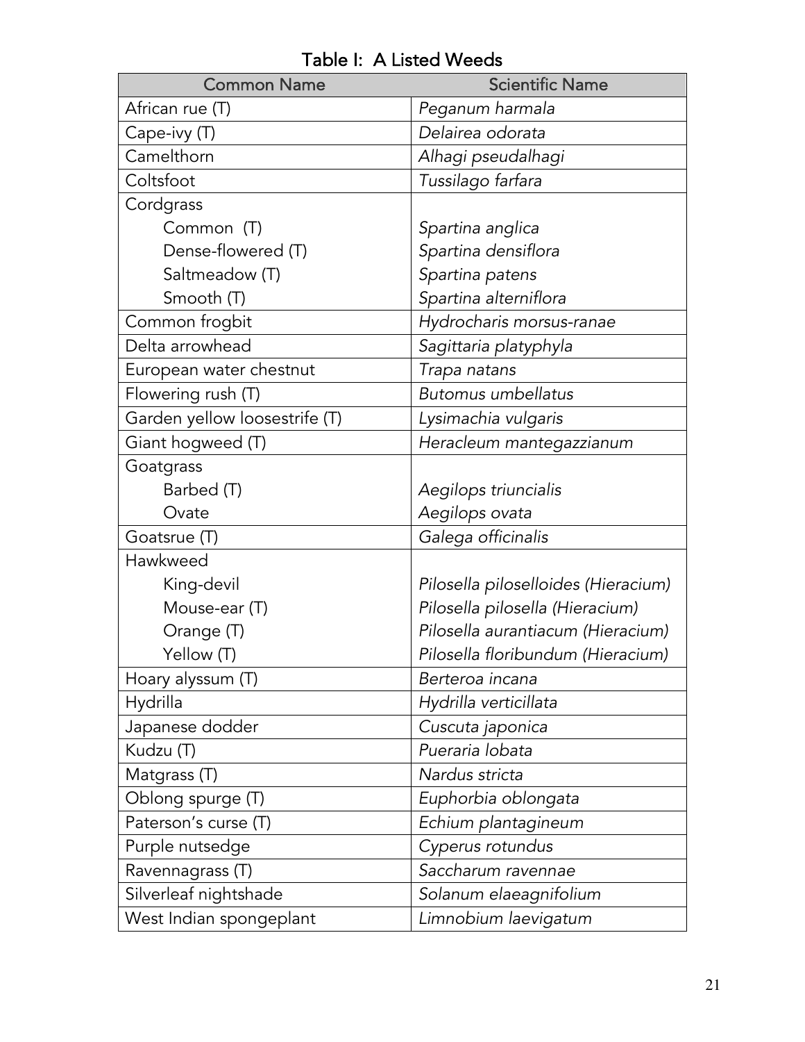## Table I: A Listed Weeds

| Common Name | Scientific Name |
|---|---|
| African rue (T) | *Peganum harmala* |
| Cape-ivy (T) | *Delairea odorata* |
| Camelthorn | *Alhagi pseudalhagi* |
| Coltsfoot | *Tussilago farfara* |
| Cordgrass | |
| &nbsp;&nbsp;&nbsp;&nbsp;Common (T) | *Spartina anglica* |
| &nbsp;&nbsp;&nbsp;&nbsp;Dense-flowered (T) | *Spartina densiflora* |
| &nbsp;&nbsp;&nbsp;&nbsp;Saltmeadow (T) | *Spartina patens* |
| &nbsp;&nbsp;&nbsp;&nbsp;Smooth (T) | *Spartina alterniflora* |
| Common frogbit | *Hydrocharis morsus-ranae* |
| Delta arrowhead | *Sagittaria platyphyla* |
| European water chestnut | *Trapa natans* |
| Flowering rush (T) | *Butomus umbellatus* |
| Garden yellow loosestrife (T) | *Lysimachia vulgaris* |
| Giant hogweed (T) | *Heracleum mantegazzianum* |
| Goatgrass | |
| &nbsp;&nbsp;&nbsp;&nbsp;Barbed (T) | *Aegilops triuncialis* |
| &nbsp;&nbsp;&nbsp;&nbsp;Ovate | *Aegilops ovata* |
| Goatsrue (T) | *Galega officinalis* |
| Hawkweed | |
| &nbsp;&nbsp;&nbsp;&nbsp;King-devil | *Pilosella piloselloides (Hieracium)* |
| &nbsp;&nbsp;&nbsp;&nbsp;Mouse-ear (T) | *Pilosella pilosella (Hieracium)* |
| &nbsp;&nbsp;&nbsp;&nbsp;Orange (T) | *Pilosella aurantiacum (Hieracium)* |
| &nbsp;&nbsp;&nbsp;&nbsp;Yellow (T) | *Pilosella floribundum (Hieracium)* |
| Hoary alyssum (T) | *Berteroa incana* |
| Hydrilla | *Hydrilla verticillata* |
| Japanese dodder | *Cuscuta japonica* |
| Kudzu (T) | *Pueraria lobata* |
| Matgrass (T) | *Nardus stricta* |
| Oblong spurge (T) | *Euphorbia oblongata* |
| Paterson's curse (T) | *Echium plantagineum* |
| Purple nutsedge | *Cyperus rotundus* |
| Ravennagrass (T) | *Saccharum ravennae* |
| Silverleaf nightshade | *Solanum elaeagnifolium* |
| West Indian spongeplant | *Limnobium laevigatum* |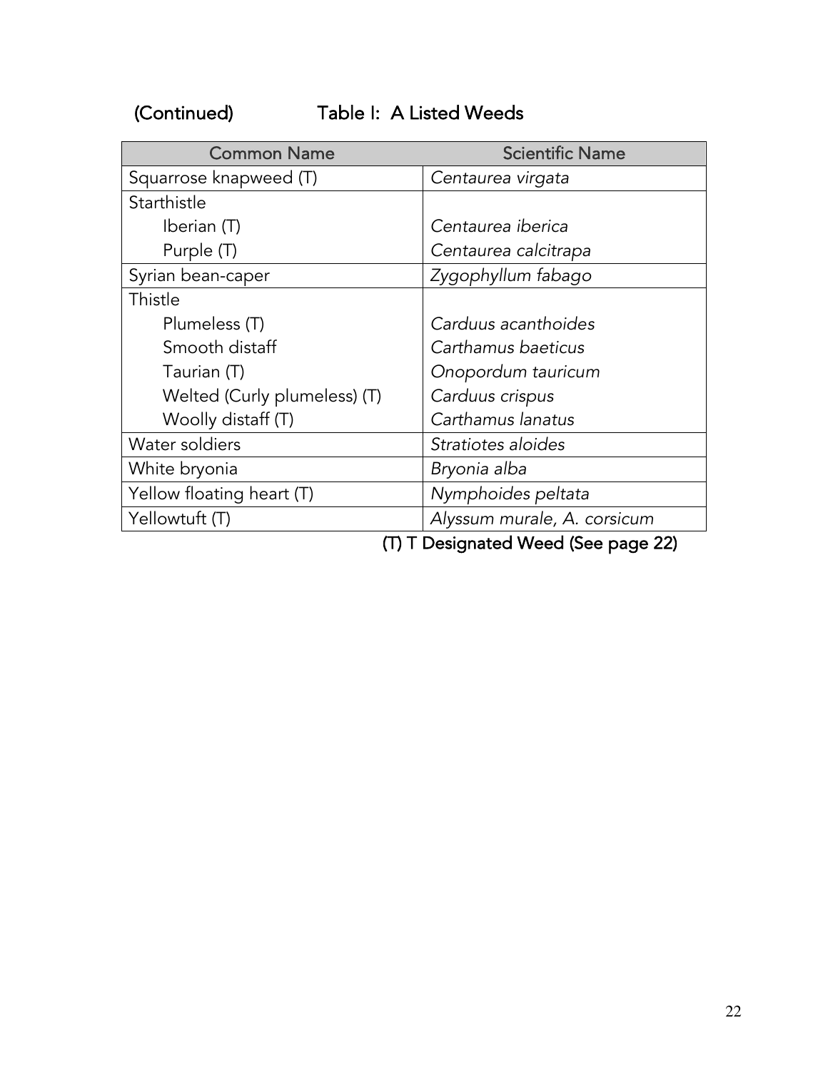## (Continued) Table I: A Listed Weeds

| Common Name | Scientific Name |
|---|---|
| Squarrose knapweed (T) | *Centaurea virgata* |
| Starthistle | |
| Iberian (T) | *Centaurea iberica* |
| Purple (T) | *Centaurea calcitrapa* |
| Syrian bean-caper | *Zygophyllum fabago* |
| Thistle | |
| Plumeless (T) | *Carduus acanthoides* |
| Smooth distaff | *Carthamus baeticus* |
| Taurian (T) | *Onopordum tauricum* |
| Welted (Curly plumeless) (T) | *Carduus crispus* |
| Woolly distaff (T) | *Carthamus lanatus* |
| Water soldiers | *Stratiotes aloides* |
| White bryonia | *Bryonia alba* |
| Yellow floating heart (T) | *Nymphoides peltata* |
| Yellowtuft (T) | *Alyssum murale, A. corsicum* |

(T) T Designated Weed (See page 22)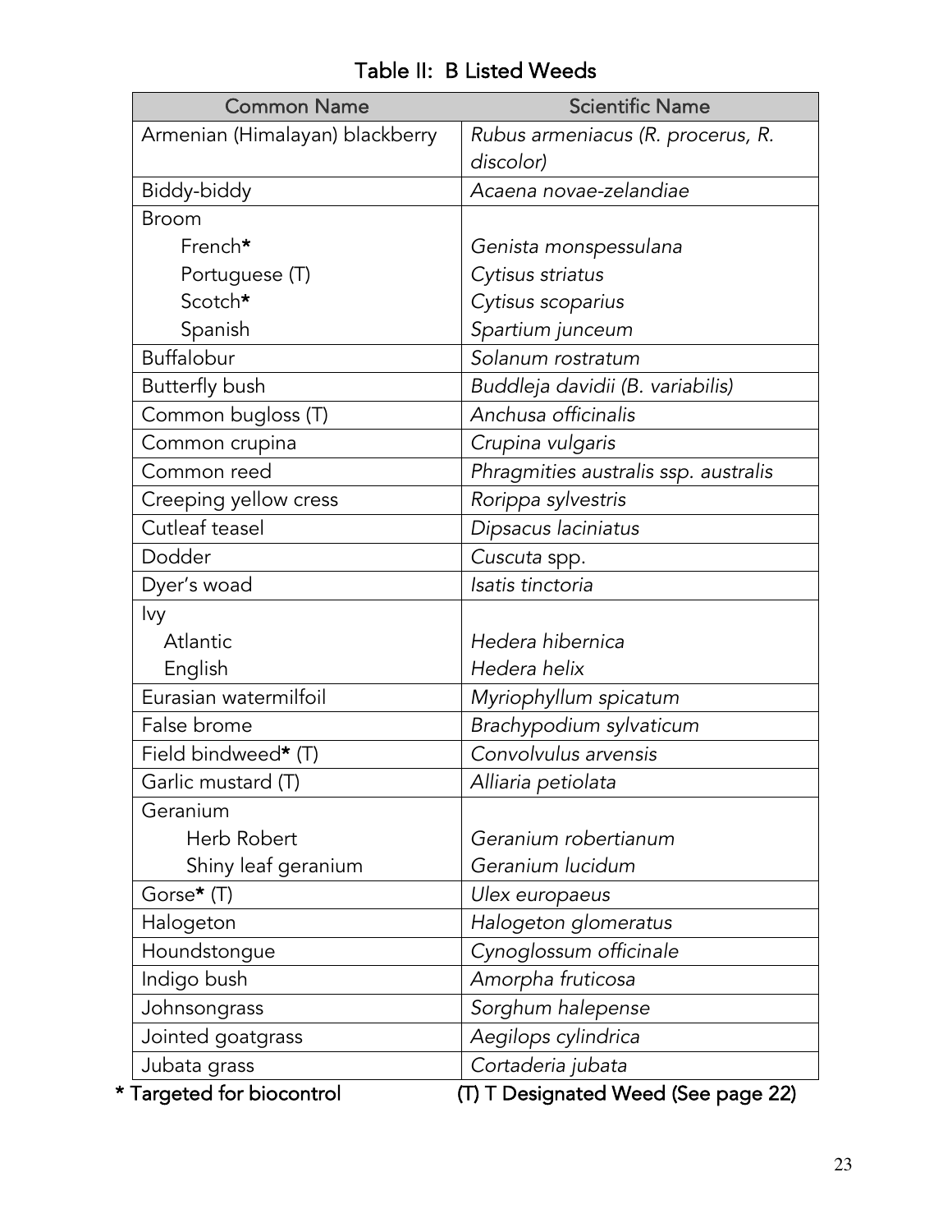## Table II: B Listed Weeds

| Common Name | Scientific Name |
|---|---|
| Armenian (Himalayan) blackberry | *Rubus armeniacus (R. procerus, R. discolor)* |
| Biddy-biddy | *Acaena novae-zelandiae* |
| Broom | |
| French* | *Genista monspessulana* |
| Portuguese (T) | *Cytisus striatus* |
| Scotch* | *Cytisus scoparius* |
| Spanish | *Spartium junceum* |
| Buffalobur | *Solanum rostratum* |
| Butterfly bush | *Buddleja davidii (B. variabilis)* |
| Common bugloss (T) | *Anchusa officinalis* |
| Common crupina | *Crupina vulgaris* |
| Common reed | *Phragmities australis ssp. australis* |
| Creeping yellow cress | *Rorippa sylvestris* |
| Cutleaf teasel | *Dipsacus laciniatus* |
| Dodder | *Cuscuta* spp. |
| Dyer's woad | *Isatis tinctoria* |
| Ivy | |
| Atlantic | *Hedera hibernica* |
| English | *Hedera helix* |
| Eurasian watermilfoil | *Myriophyllum spicatum* |
| False brome | *Brachypodium sylvaticum* |
| Field bindweed* (T) | *Convolvulus arvensis* |
| Garlic mustard (T) | *Alliaria petiolata* |
| Geranium | |
| Herb Robert | *Geranium robertianum* |
| Shiny leaf geranium | *Geranium lucidum* |
| Gorse* (T) | *Ulex europaeus* |
| Halogeton | *Halogeton glomeratus* |
| Houndstongue | *Cynoglossum officinale* |
| Indigo bush | *Amorpha fruticosa* |
| Johnsongrass | *Sorghum halepense* |
| Jointed goatgrass | *Aegilops cylindrica* |
| Jubata grass | *Cortaderia jubata* |

\* Targeted for biocontrol (T) T Designated Weed (See page 22)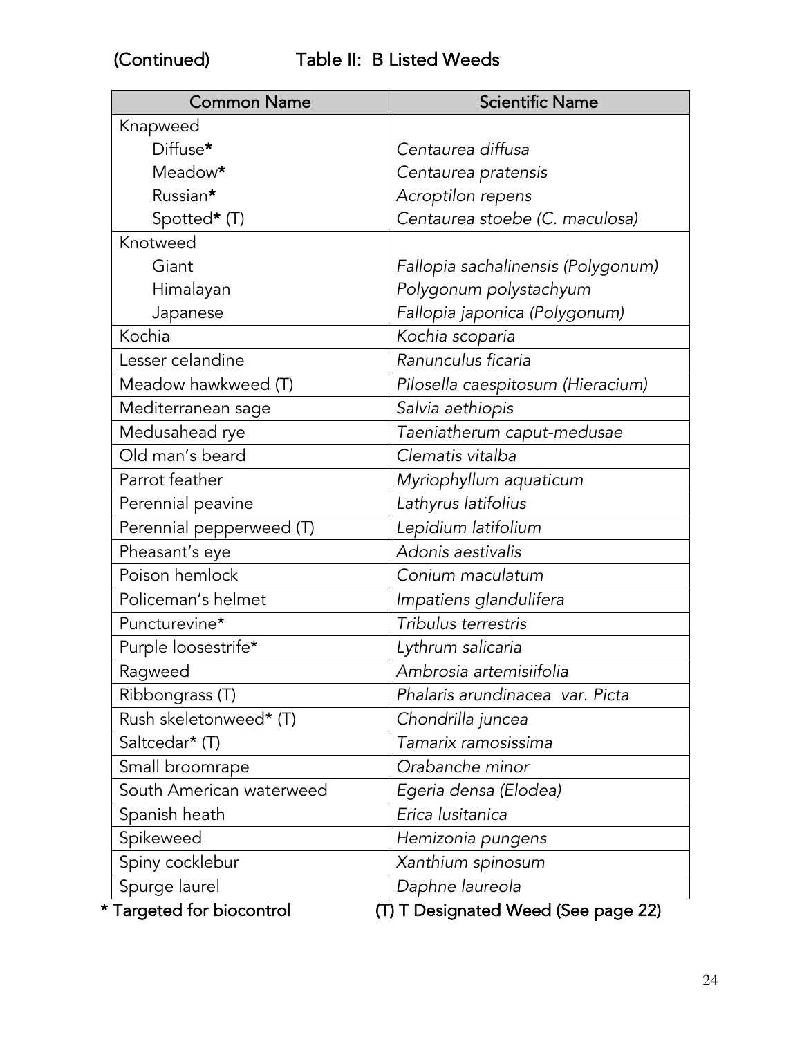(Continued) Table II: B Listed Weeds

| Common Name | Scientific Name |
| --- | --- |
| Knapweed | |
| Diffuse* | *Centaurea diffusa* |
| Meadow* | *Centaurea pratensis* |
| Russian* | *Acroptilon repens* |
| Spotted* (T) | *Centaurea stoebe (C. maculosa)* |
| Knotweed | |
| Giant | *Fallopia sachalinensis (Polygonum)* |
| Himalayan | *Polygonum polystachyum* |
| Japanese | *Fallopia japonica (Polygonum)* |
| Kochia | *Kochia scoparia* |
| Lesser celandine | *Ranunculus ficaria* |
| Meadow hawkweed (T) | *Pilosella caespitosum (Hieracium)* |
| Mediterranean sage | *Salvia aethiopis* |
| Medusahead rye | *Taeniatherum caput-medusae* |
| Old man's beard | *Clematis vitalba* |
| Parrot feather | *Myriophyllum aquaticum* |
| Perennial peavine | *Lathyrus latifolius* |
| Perennial pepperweed (T) | *Lepidium latifolium* |
| Pheasant's eye | *Adonis aestivalis* |
| Poison hemlock | *Conium maculatum* |
| Policeman's helmet | *Impatiens glandulifera* |
| Puncturevine* | *Tribulus terrestris* |
| Purple loosestrife* | *Lythrum salicaria* |
| Ragweed | *Ambrosia artemisiifolia* |
| Ribbongrass (T) | *Phalaris arundinacea var. Picta* |
| Rush skeletonweed* (T) | *Chondrilla juncea* |
| Saltcedar* (T) | *Tamarix ramosissima* |
| Small broomrape | *Orabanche minor* |
| South American waterweed | *Egeria densa (Elodea)* |
| Spanish heath | *Erica lusitanica* |
| Spikeweed | *Hemizonia pungens* |
| Spiny cocklebur | *Xanthium spinosum* |
| Spurge laurel | *Daphne laureola* |

* Targeted for biocontrol (T) T Designated Weed (See page 22)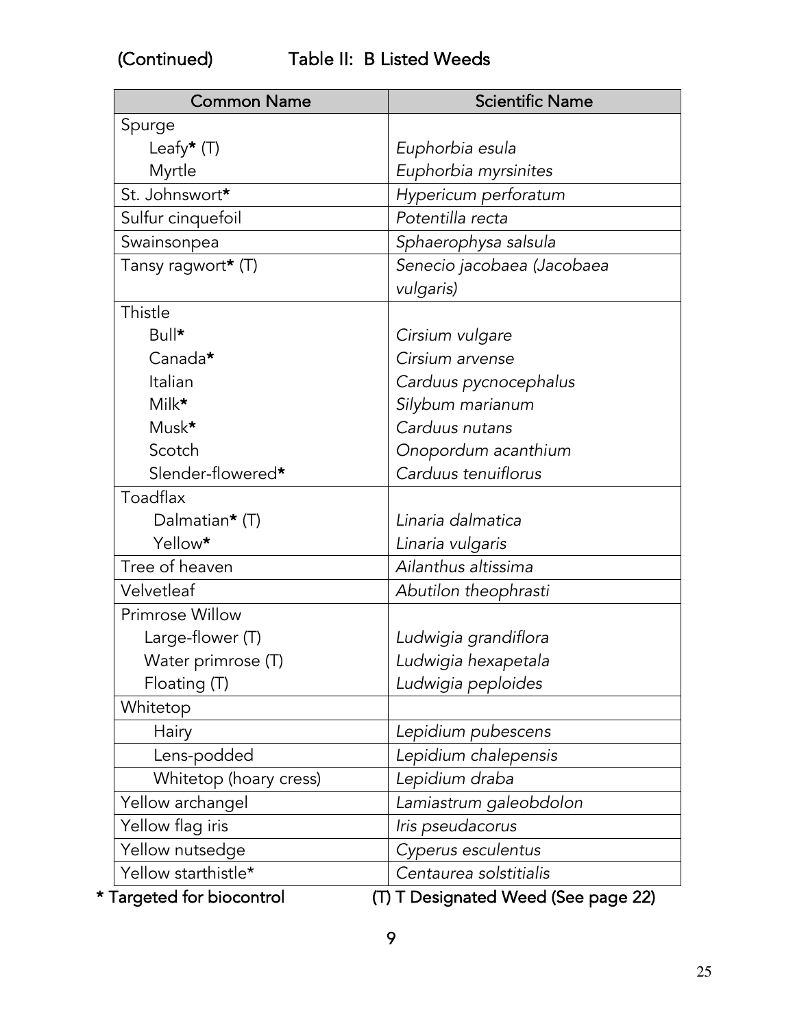(Continued) Table II: B Listed Weeds

| Common Name | Scientific Name |
|---|---|
| Spurge | |
| Leafy* (T) | *Euphorbia esula* |
| Myrtle | *Euphorbia myrsinites* |
| St. Johnswort* | *Hypericum perforatum* |
| Sulfur cinquefoil | *Potentilla recta* |
| Swainsonpea | *Sphaerophysa salsula* |
| Tansy ragwort* (T) | *Senecio jacobaea (Jacobaea vulgaris)* |
| Thistle | |
| Bull* | *Cirsium vulgare* |
| Canada* | *Cirsium arvense* |
| Italian | *Carduus pycnocephalus* |
| Milk* | *Silybum marianum* |
| Musk* | *Carduus nutans* |
| Scotch | *Onopordum acanthium* |
| Slender-flowered* | *Carduus tenuiflorus* |
| Toadflax | |
| Dalmatian* (T) | *Linaria dalmatica* |
| Yellow* | *Linaria vulgaris* |
| Tree of heaven | *Ailanthus altissima* |
| Velvetleaf | *Abutilon theophrasti* |
| Primrose Willow | |
| Large-flower (T) | *Ludwigia grandiflora* |
| Water primrose (T) | *Ludwigia hexapetala* |
| Floating (T) | *Ludwigia peploides* |
| Whitetop | |
| Hairy | *Lepidium pubescens* |
| Lens-podded | *Lepidium chalepensis* |
| Whitetop (hoary cress) | *Lepidium draba* |
| Yellow archangel | *Lamiastrum galeobdolon* |
| Yellow flag iris | *Iris pseudacorus* |
| Yellow nutsedge | *Cyperus esculentus* |
| Yellow starthistle* | *Centaurea solstitialis* |

\* Targeted for biocontrol (T) T Designated Weed (See page 22)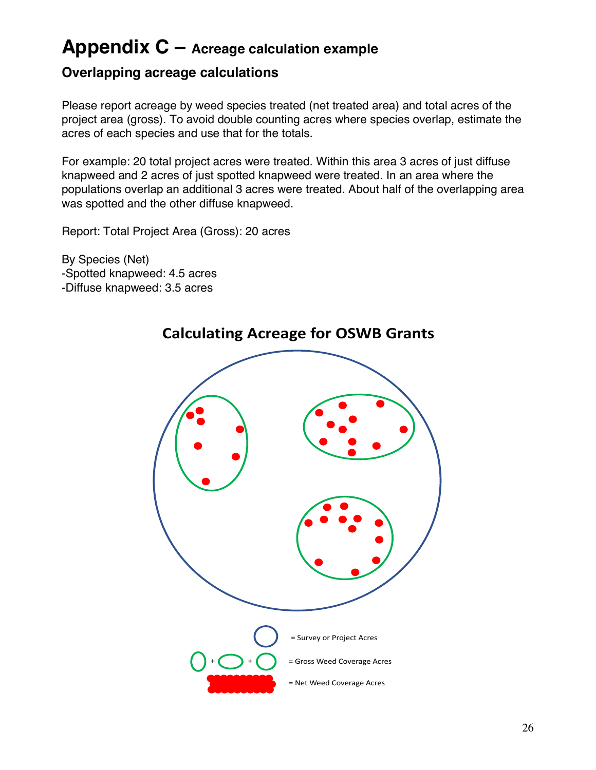# Appendix C – Acreage calculation example

## Overlapping acreage calculations

Please report acreage by weed species treated (net treated area) and total acres of the project area (gross). To avoid double counting acres where species overlap, estimate the acres of each species and use that for the totals.

For example: 20 total project acres were treated. Within this area 3 acres of just diffuse knapweed and 2 acres of just spotted knapweed were treated. In an area where the populations overlap an additional 3 acres were treated. About half of the overlapping area was spotted and the other diffuse knapweed.

Report: Total Project Area (Gross): 20 acres

By Species (Net)
-Spotted knapweed: 4.5 acres
-Diffuse knapweed: 3.5 acres

**Calculating Acreage for OSWB Grants**

= Survey or Project Acres

+ + = Gross Weed Coverage Acres

= Net Weed Coverage Acres